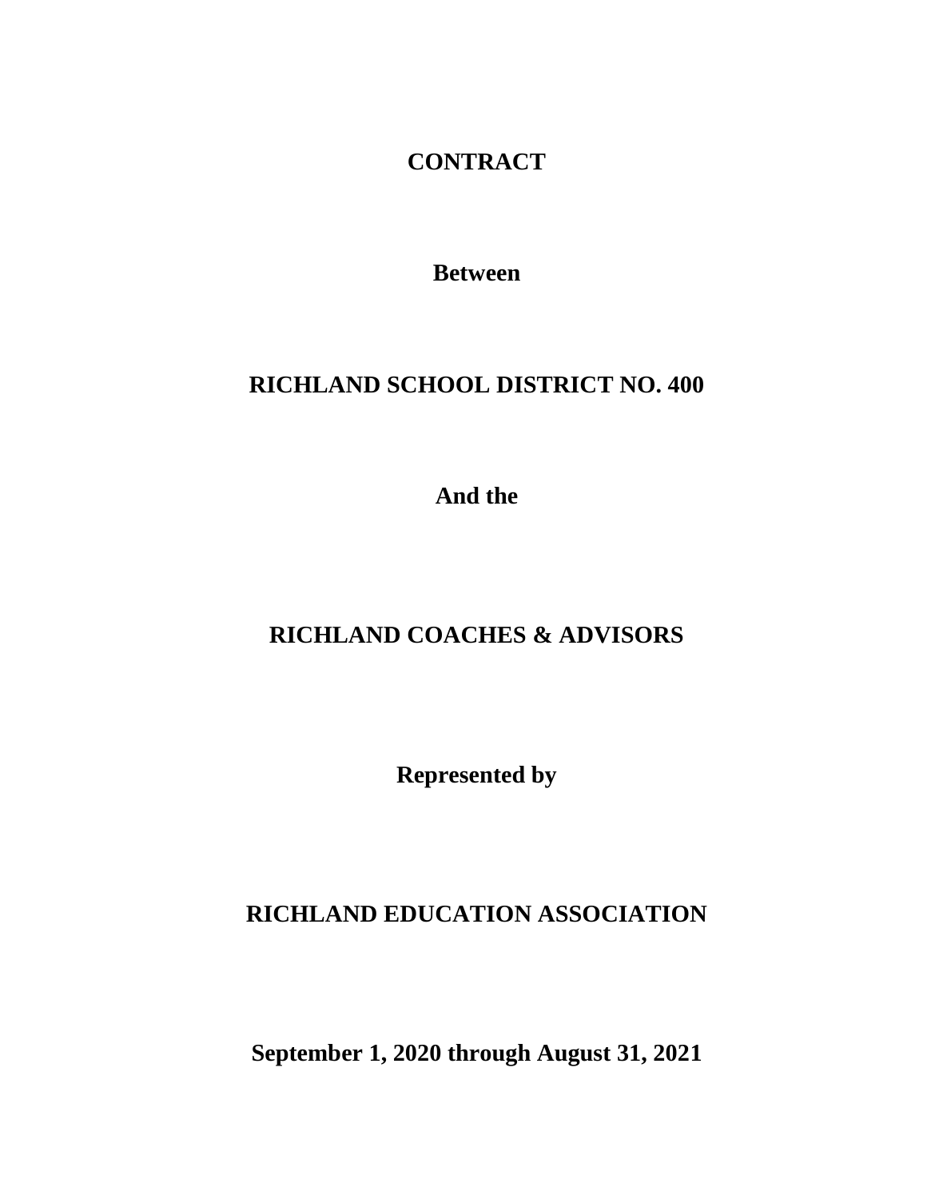# CONTRACT

**Between**

**RICHLAND SCHOOL DISTRICT NO. 400**

**And the**

**RICHLAND COACHES & ADVISORS**

**Represented by**

**RICHLAND EDUCATION ASSOCIATION**

**September 1, 2020 through August 31, 2021**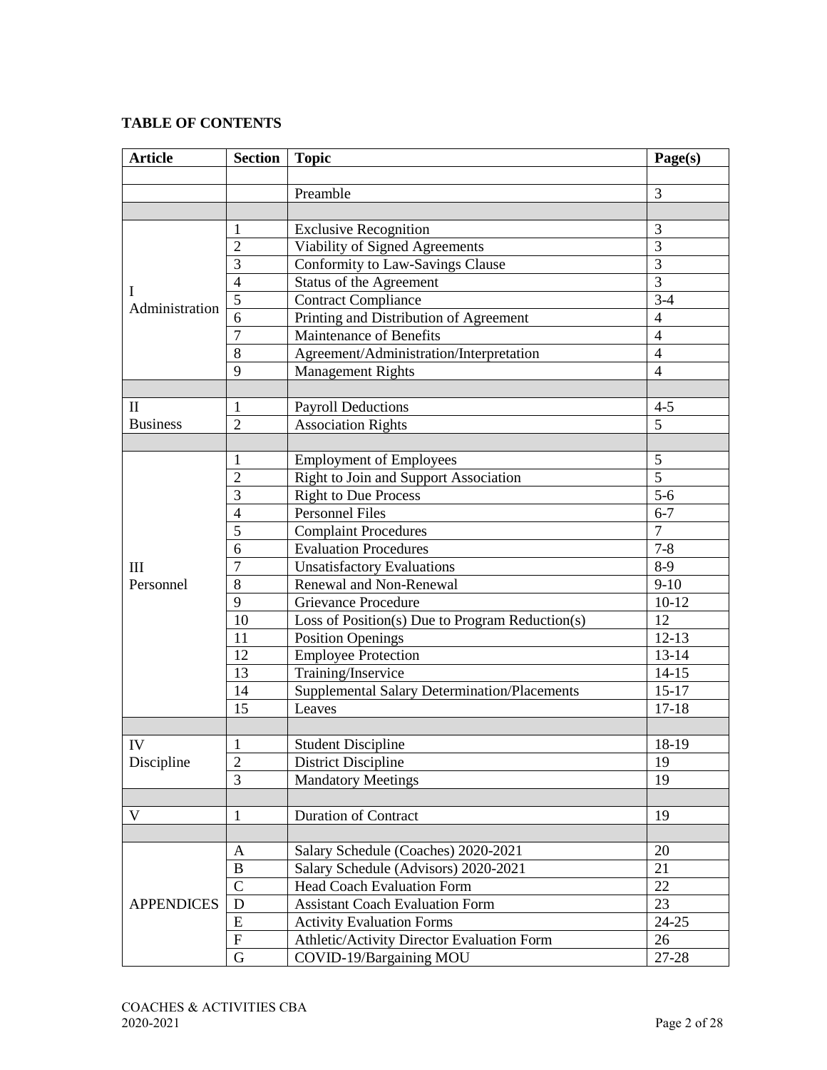**TABLE OF CONTENTS**

| Article | Section | Topic | Page(s) |
|---|---|---|---|
| | | | |
| | | Preamble | 3 |
| | | | |
| I Administration | 1 | Exclusive Recognition | 3 |
| | 2 | Viability of Signed Agreements | 3 |
| | 3 | Conformity to Law-Savings Clause | 3 |
| | 4 | Status of the Agreement | 3 |
| | 5 | Contract Compliance | 3-4 |
| | 6 | Printing and Distribution of Agreement | 4 |
| | 7 | Maintenance of Benefits | 4 |
| | 8 | Agreement/Administration/Interpretation | 4 |
| | 9 | Management Rights | 4 |
| | | | |
| II Business | 1 | Payroll Deductions | 4-5 |
| | 2 | Association Rights | 5 |
| | | | |
| III Personnel | 1 | Employment of Employees | 5 |
| | 2 | Right to Join and Support Association | 5 |
| | 3 | Right to Due Process | 5-6 |
| | 4 | Personnel Files | 6-7 |
| | 5 | Complaint Procedures | 7 |
| | 6 | Evaluation Procedures | 7-8 |
| | 7 | Unsatisfactory Evaluations | 8-9 |
| | 8 | Renewal and Non-Renewal | 9-10 |
| | 9 | Grievance Procedure | 10-12 |
| | 10 | Loss of Position(s) Due to Program Reduction(s) | 12 |
| | 11 | Position Openings | 12-13 |
| | 12 | Employee Protection | 13-14 |
| | 13 | Training/Inservice | 14-15 |
| | 14 | Supplemental Salary Determination/Placements | 15-17 |
| | 15 | Leaves | 17-18 |
| | | | |
| IV Discipline | 1 | Student Discipline | 18-19 |
| | 2 | District Discipline | 19 |
| | 3 | Mandatory Meetings | 19 |
| | | | |
| V | 1 | Duration of Contract | 19 |
| | | | |
| APPENDICES | A | Salary Schedule (Coaches) 2020-2021 | 20 |
| | B | Salary Schedule (Advisors) 2020-2021 | 21 |
| | C | Head Coach Evaluation Form | 22 |
| | D | Assistant Coach Evaluation Form | 23 |
| | E | Activity Evaluation Forms | 24-25 |
| | F | Athletic/Activity Director Evaluation Form | 26 |
| | G | COVID-19/Bargaining MOU | 27-28 |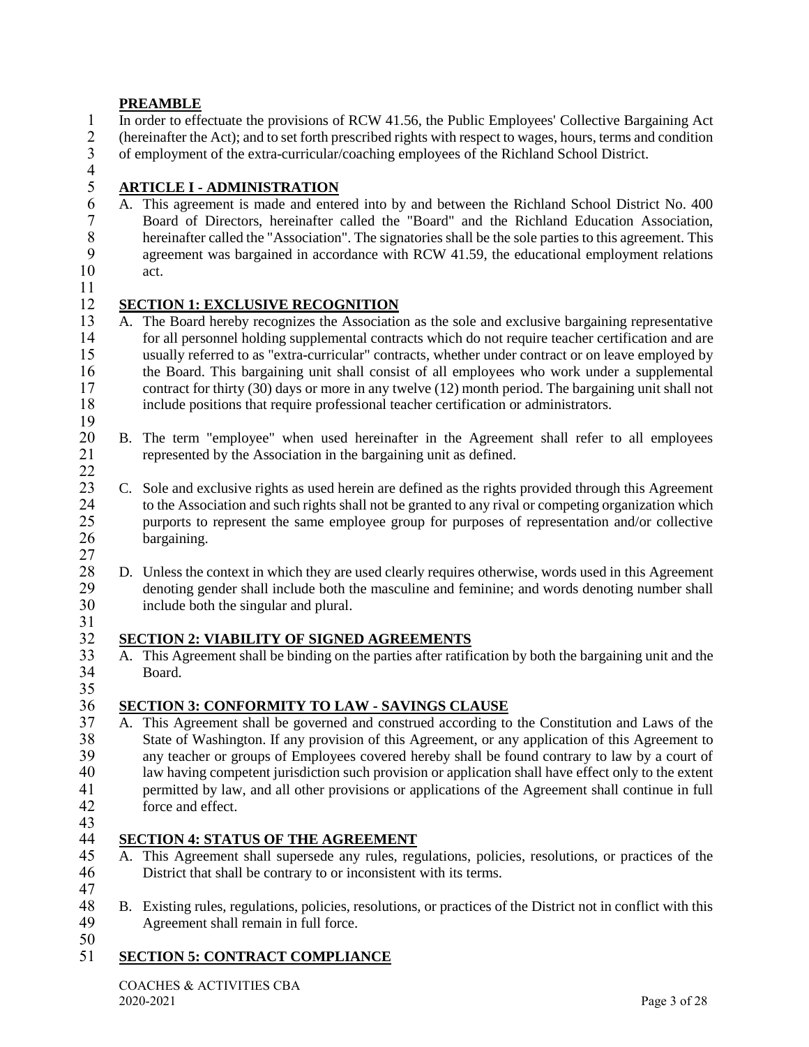**PREAMBLE**

In order to effectuate the provisions of RCW 41.56, the Public Employees' Collective Bargaining Act (hereinafter the Act); and to set forth prescribed rights with respect to wages, hours, terms and condition of employment of the extra-curricular/coaching employees of the Richland School District.

## ARTICLE I - ADMINISTRATION

A. This agreement is made and entered into by and between the Richland School District No. 400 Board of Directors, hereinafter called the "Board" and the Richland Education Association, hereinafter called the "Association". The signatories shall be the sole parties to this agreement. This agreement was bargained in accordance with RCW 41.59, the educational employment relations act.

### SECTION 1: EXCLUSIVE RECOGNITION

A. The Board hereby recognizes the Association as the sole and exclusive bargaining representative for all personnel holding supplemental contracts which do not require teacher certification and are usually referred to as "extra-curricular" contracts, whether under contract or on leave employed by the Board. This bargaining unit shall consist of all employees who work under a supplemental contract for thirty (30) days or more in any twelve (12) month period. The bargaining unit shall not include positions that require professional teacher certification or administrators.

B. The term "employee" when used hereinafter in the Agreement shall refer to all employees represented by the Association in the bargaining unit as defined.

C. Sole and exclusive rights as used herein are defined as the rights provided through this Agreement to the Association and such rights shall not be granted to any rival or competing organization which purports to represent the same employee group for purposes of representation and/or collective bargaining.

D. Unless the context in which they are used clearly requires otherwise, words used in this Agreement denoting gender shall include both the masculine and feminine; and words denoting number shall include both the singular and plural.

### SECTION 2: VIABILITY OF SIGNED AGREEMENTS

A. This Agreement shall be binding on the parties after ratification by both the bargaining unit and the Board.

### SECTION 3: CONFORMITY TO LAW - SAVINGS CLAUSE

A. This Agreement shall be governed and construed according to the Constitution and Laws of the State of Washington. If any provision of this Agreement, or any application of this Agreement to any teacher or groups of Employees covered hereby shall be found contrary to law by a court of law having competent jurisdiction such provision or application shall have effect only to the extent permitted by law, and all other provisions or applications of the Agreement shall continue in full force and effect.

### SECTION 4: STATUS OF THE AGREEMENT

A. This Agreement shall supersede any rules, regulations, policies, resolutions, or practices of the District that shall be contrary to or inconsistent with its terms.

B. Existing rules, regulations, policies, resolutions, or practices of the District not in conflict with this Agreement shall remain in full force.

### SECTION 5: CONTRACT COMPLIANCE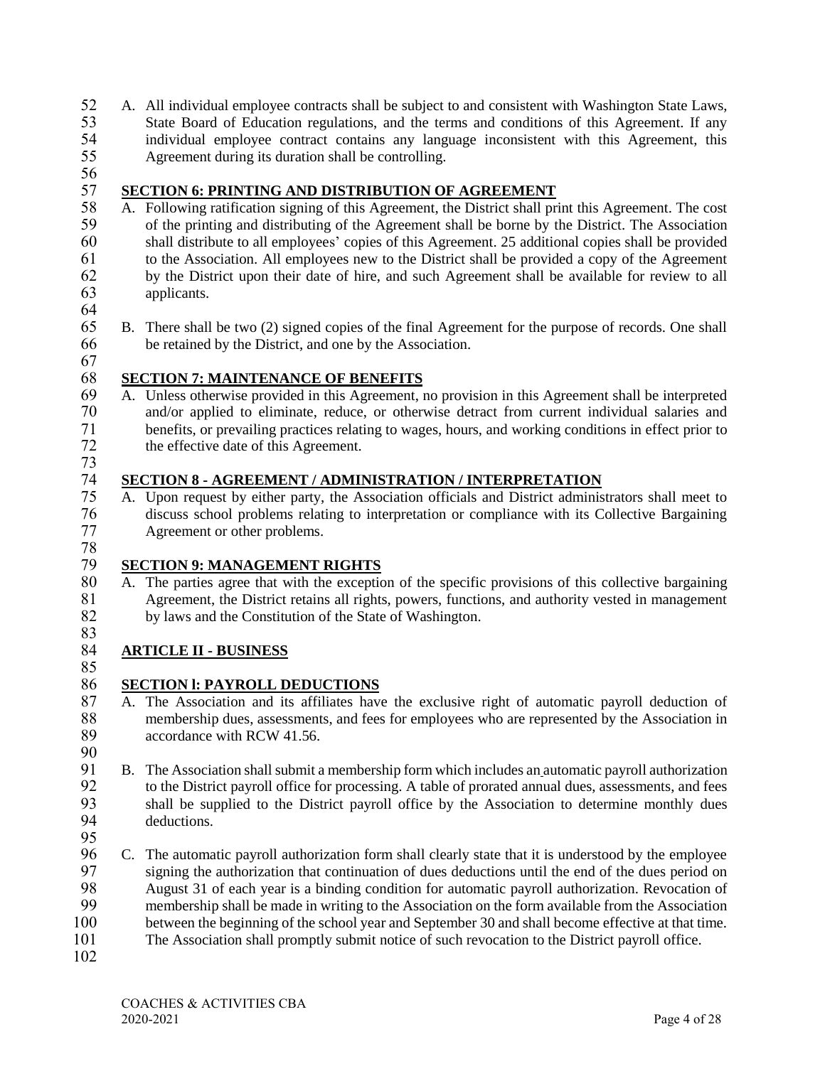A. All individual employee contracts shall be subject to and consistent with Washington State Laws, State Board of Education regulations, and the terms and conditions of this Agreement. If any individual employee contract contains any language inconsistent with this Agreement, this Agreement during its duration shall be controlling.

## SECTION 6: PRINTING AND DISTRIBUTION OF AGREEMENT

A. Following ratification signing of this Agreement, the District shall print this Agreement. The cost of the printing and distributing of the Agreement shall be borne by the District. The Association shall distribute to all employees' copies of this Agreement. 25 additional copies shall be provided to the Association. All employees new to the District shall be provided a copy of the Agreement by the District upon their date of hire, and such Agreement shall be available for review to all applicants.

B. There shall be two (2) signed copies of the final Agreement for the purpose of records. One shall be retained by the District, and one by the Association.

## SECTION 7: MAINTENANCE OF BENEFITS

A. Unless otherwise provided in this Agreement, no provision in this Agreement shall be interpreted and/or applied to eliminate, reduce, or otherwise detract from current individual salaries and benefits, or prevailing practices relating to wages, hours, and working conditions in effect prior to the effective date of this Agreement.

## SECTION 8 - AGREEMENT / ADMINISTRATION / INTERPRETATION

A. Upon request by either party, the Association officials and District administrators shall meet to discuss school problems relating to interpretation or compliance with its Collective Bargaining Agreement or other problems.

## SECTION 9: MANAGEMENT RIGHTS

A. The parties agree that with the exception of the specific provisions of this collective bargaining Agreement, the District retains all rights, powers, functions, and authority vested in management by laws and the Constitution of the State of Washington.

# ARTICLE II - BUSINESS

## SECTION l: PAYROLL DEDUCTIONS

A. The Association and its affiliates have the exclusive right of automatic payroll deduction of membership dues, assessments, and fees for employees who are represented by the Association in accordance with RCW 41.56.

B. The Association shall submit a membership form which includes an automatic payroll authorization to the District payroll office for processing. A table of prorated annual dues, assessments, and fees shall be supplied to the District payroll office by the Association to determine monthly dues deductions.

C. The automatic payroll authorization form shall clearly state that it is understood by the employee signing the authorization that continuation of dues deductions until the end of the dues period on August 31 of each year is a binding condition for automatic payroll authorization. Revocation of membership shall be made in writing to the Association on the form available from the Association between the beginning of the school year and September 30 and shall become effective at that time. The Association shall promptly submit notice of such revocation to the District payroll office.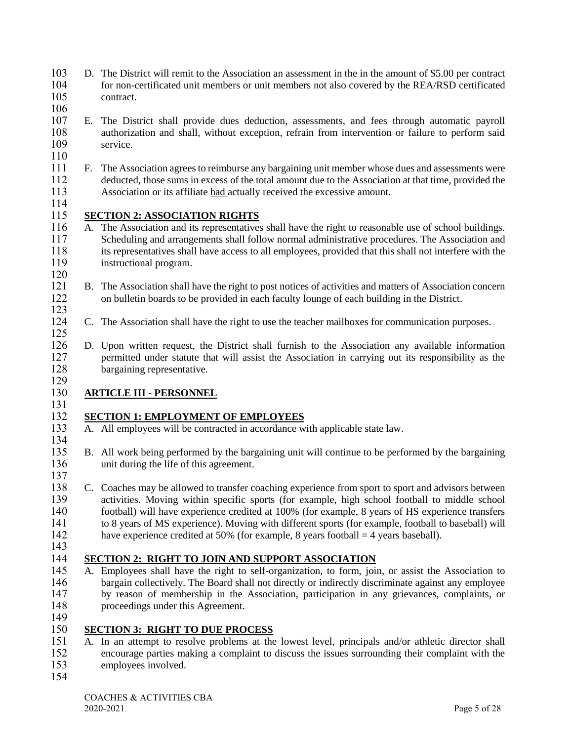D. The District will remit to the Association an assessment in the in the amount of $5.00 per contract for non-certificated unit members or unit members not also covered by the REA/RSD certificated contract.

E. The District shall provide dues deduction, assessments, and fees through automatic payroll authorization and shall, without exception, refrain from intervention or failure to perform said service.

F. The Association agrees to reimburse any bargaining unit member whose dues and assessments were deducted, those sums in excess of the total amount due to the Association at that time, provided the Association or its affiliate had actually received the excessive amount.

## SECTION 2: ASSOCIATION RIGHTS

A. The Association and its representatives shall have the right to reasonable use of school buildings. Scheduling and arrangements shall follow normal administrative procedures. The Association and its representatives shall have access to all employees, provided that this shall not interfere with the instructional program.

B. The Association shall have the right to post notices of activities and matters of Association concern on bulletin boards to be provided in each faculty lounge of each building in the District.

C. The Association shall have the right to use the teacher mailboxes for communication purposes.

D. Upon written request, the District shall furnish to the Association any available information permitted under statute that will assist the Association in carrying out its responsibility as the bargaining representative.

# ARTICLE III - PERSONNEL

## SECTION 1: EMPLOYMENT OF EMPLOYEES

A. All employees will be contracted in accordance with applicable state law.

B. All work being performed by the bargaining unit will continue to be performed by the bargaining unit during the life of this agreement.

C. Coaches may be allowed to transfer coaching experience from sport to sport and advisors between activities. Moving within specific sports (for example, high school football to middle school football) will have experience credited at 100% (for example, 8 years of HS experience transfers to 8 years of MS experience). Moving with different sports (for example, football to baseball) will have experience credited at 50% (for example, 8 years football = 4 years baseball).

## SECTION 2: RIGHT TO JOIN AND SUPPORT ASSOCIATION

A. Employees shall have the right to self-organization, to form, join, or assist the Association to bargain collectively. The Board shall not directly or indirectly discriminate against any employee by reason of membership in the Association, participation in any grievances, complaints, or proceedings under this Agreement.

## SECTION 3: RIGHT TO DUE PROCESS

A. In an attempt to resolve problems at the lowest level, principals and/or athletic director shall encourage parties making a complaint to discuss the issues surrounding their complaint with the employees involved.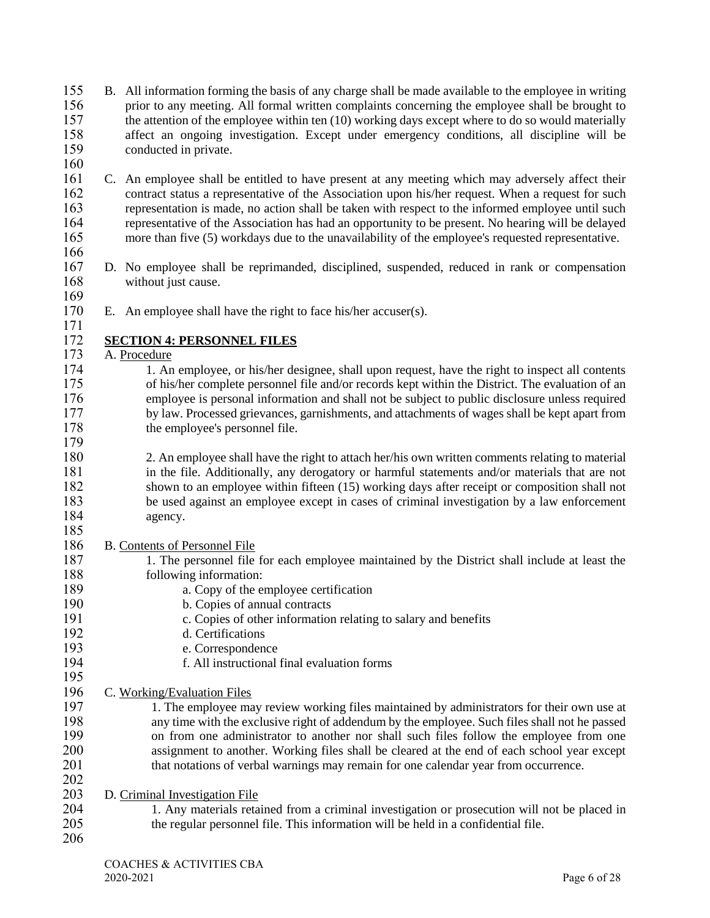B. All information forming the basis of any charge shall be made available to the employee in writing prior to any meeting. All formal written complaints concerning the employee shall be brought to the attention of the employee within ten (10) working days except where to do so would materially affect an ongoing investigation. Except under emergency conditions, all discipline will be conducted in private.

C. An employee shall be entitled to have present at any meeting which may adversely affect their contract status a representative of the Association upon his/her request. When a request for such representation is made, no action shall be taken with respect to the informed employee until such representative of the Association has had an opportunity to be present. No hearing will be delayed more than five (5) workdays due to the unavailability of the employee's requested representative.

D. No employee shall be reprimanded, disciplined, suspended, reduced in rank or compensation without just cause.

E. An employee shall have the right to face his/her accuser(s).

## SECTION 4: PERSONNEL FILES

A. Procedure

1. An employee, or his/her designee, shall upon request, have the right to inspect all contents of his/her complete personnel file and/or records kept within the District. The evaluation of an employee is personal information and shall not be subject to public disclosure unless required by law. Processed grievances, garnishments, and attachments of wages shall be kept apart from the employee's personnel file.

2. An employee shall have the right to attach her/his own written comments relating to material in the file. Additionally, any derogatory or harmful statements and/or materials that are not shown to an employee within fifteen (15) working days after receipt or composition shall not be used against an employee except in cases of criminal investigation by a law enforcement agency.

B. Contents of Personnel File

1. The personnel file for each employee maintained by the District shall include at least the following information:
   - a. Copy of the employee certification
   - b. Copies of annual contracts
   - c. Copies of other information relating to salary and benefits
   - d. Certifications
   - e. Correspondence
   - f. All instructional final evaluation forms

C. Working/Evaluation Files

1. The employee may review working files maintained by administrators for their own use at any time with the exclusive right of addendum by the employee. Such files shall not he passed on from one administrator to another nor shall such files follow the employee from one assignment to another. Working files shall be cleared at the end of each school year except that notations of verbal warnings may remain for one calendar year from occurrence.

D. Criminal Investigation File

1. Any materials retained from a criminal investigation or prosecution will not be placed in the regular personnel file. This information will be held in a confidential file.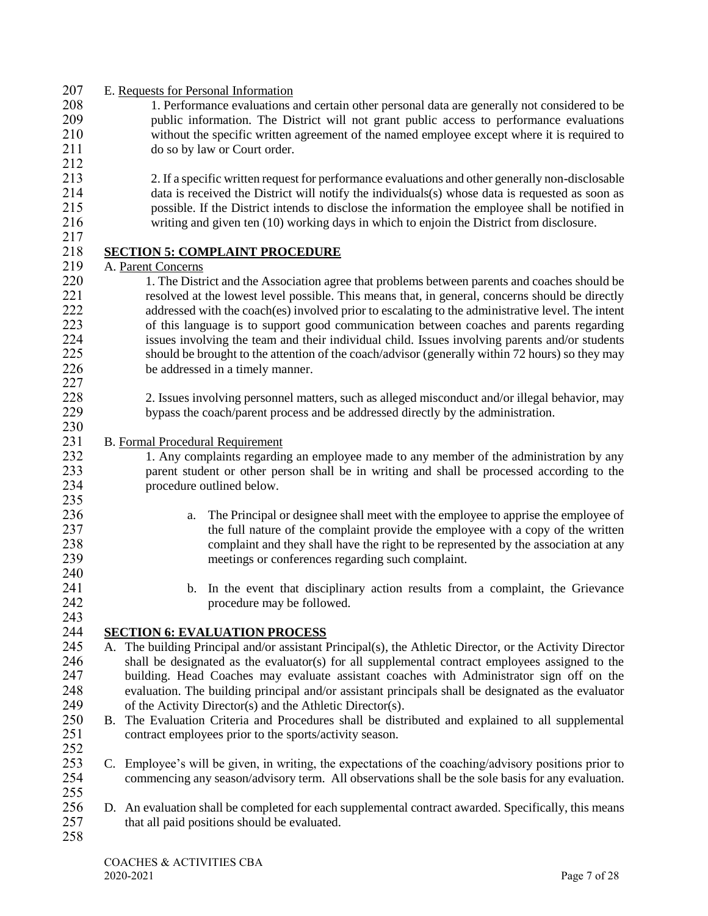E. Requests for Personal Information

1. Performance evaluations and certain other personal data are generally not considered to be public information. The District will not grant public access to performance evaluations without the specific written agreement of the named employee except where it is required to do so by law or Court order.

2. If a specific written request for performance evaluations and other generally non-disclosable data is received the District will notify the individuals(s) whose data is requested as soon as possible. If the District intends to disclose the information the employee shall be notified in writing and given ten (10) working days in which to enjoin the District from disclosure.

## SECTION 5: COMPLAINT PROCEDURE

A. Parent Concerns

1. The District and the Association agree that problems between parents and coaches should be resolved at the lowest level possible. This means that, in general, concerns should be directly addressed with the coach(es) involved prior to escalating to the administrative level. The intent of this language is to support good communication between coaches and parents regarding issues involving the team and their individual child. Issues involving parents and/or students should be brought to the attention of the coach/advisor (generally within 72 hours) so they may be addressed in a timely manner.

2. Issues involving personnel matters, such as alleged misconduct and/or illegal behavior, may bypass the coach/parent process and be addressed directly by the administration.

B. Formal Procedural Requirement

1. Any complaints regarding an employee made to any member of the administration by any parent student or other person shall be in writing and shall be processed according to the procedure outlined below.

a. The Principal or designee shall meet with the employee to apprise the employee of the full nature of the complaint provide the employee with a copy of the written complaint and they shall have the right to be represented by the association at any meetings or conferences regarding such complaint.

b. In the event that disciplinary action results from a complaint, the Grievance procedure may be followed.

## SECTION 6: EVALUATION PROCESS

A. The building Principal and/or assistant Principal(s), the Athletic Director, or the Activity Director shall be designated as the evaluator(s) for all supplemental contract employees assigned to the building. Head Coaches may evaluate assistant coaches with Administrator sign off on the evaluation. The building principal and/or assistant principals shall be designated as the evaluator of the Activity Director(s) and the Athletic Director(s).

B. The Evaluation Criteria and Procedures shall be distributed and explained to all supplemental contract employees prior to the sports/activity season.

C. Employee's will be given, in writing, the expectations of the coaching/advisory positions prior to commencing any season/advisory term. All observations shall be the sole basis for any evaluation.

D. An evaluation shall be completed for each supplemental contract awarded. Specifically, this means that all paid positions should be evaluated.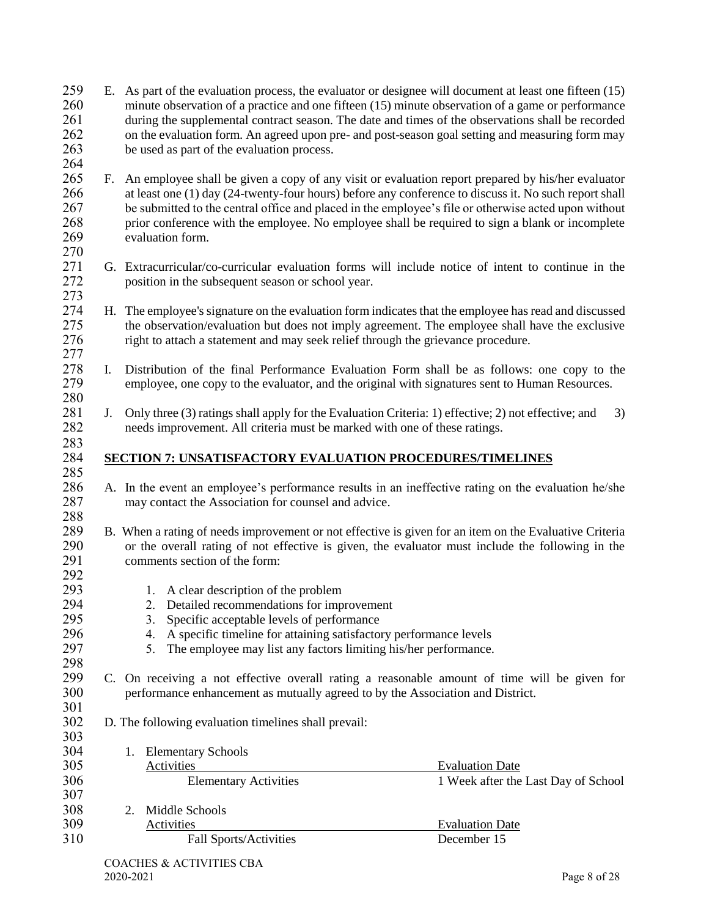E. As part of the evaluation process, the evaluator or designee will document at least one fifteen (15) minute observation of a practice and one fifteen (15) minute observation of a game or performance during the supplemental contract season. The date and times of the observations shall be recorded on the evaluation form. An agreed upon pre- and post-season goal setting and measuring form may be used as part of the evaluation process.

F. An employee shall be given a copy of any visit or evaluation report prepared by his/her evaluator at least one (1) day (24-twenty-four hours) before any conference to discuss it. No such report shall be submitted to the central office and placed in the employee's file or otherwise acted upon without prior conference with the employee. No employee shall be required to sign a blank or incomplete evaluation form.

G. Extracurricular/co-curricular evaluation forms will include notice of intent to continue in the position in the subsequent season or school year.

H. The employee's signature on the evaluation form indicates that the employee has read and discussed the observation/evaluation but does not imply agreement. The employee shall have the exclusive right to attach a statement and may seek relief through the grievance procedure.

I. Distribution of the final Performance Evaluation Form shall be as follows: one copy to the employee, one copy to the evaluator, and the original with signatures sent to Human Resources.

J. Only three (3) ratings shall apply for the Evaluation Criteria: 1) effective; 2) not effective; and 3) needs improvement. All criteria must be marked with one of these ratings.

## SECTION 7: UNSATISFACTORY EVALUATION PROCEDURES/TIMELINES

A. In the event an employee's performance results in an ineffective rating on the evaluation he/she may contact the Association for counsel and advice.

B. When a rating of needs improvement or not effective is given for an item on the Evaluative Criteria or the overall rating of not effective is given, the evaluator must include the following in the comments section of the form:

1. A clear description of the problem
2. Detailed recommendations for improvement
3. Specific acceptable levels of performance
4. A specific timeline for attaining satisfactory performance levels
5. The employee may list any factors limiting his/her performance.

C. On receiving a not effective overall rating a reasonable amount of time will be given for performance enhancement as mutually agreed to by the Association and District.

D. The following evaluation timelines shall prevail:

1. Elementary Schools

| Activities | Evaluation Date |
|---|---|
| Elementary Activities | 1 Week after the Last Day of School |

2. Middle Schools

| Activities | Evaluation Date |
|---|---|
| Fall Sports/Activities | December 15 |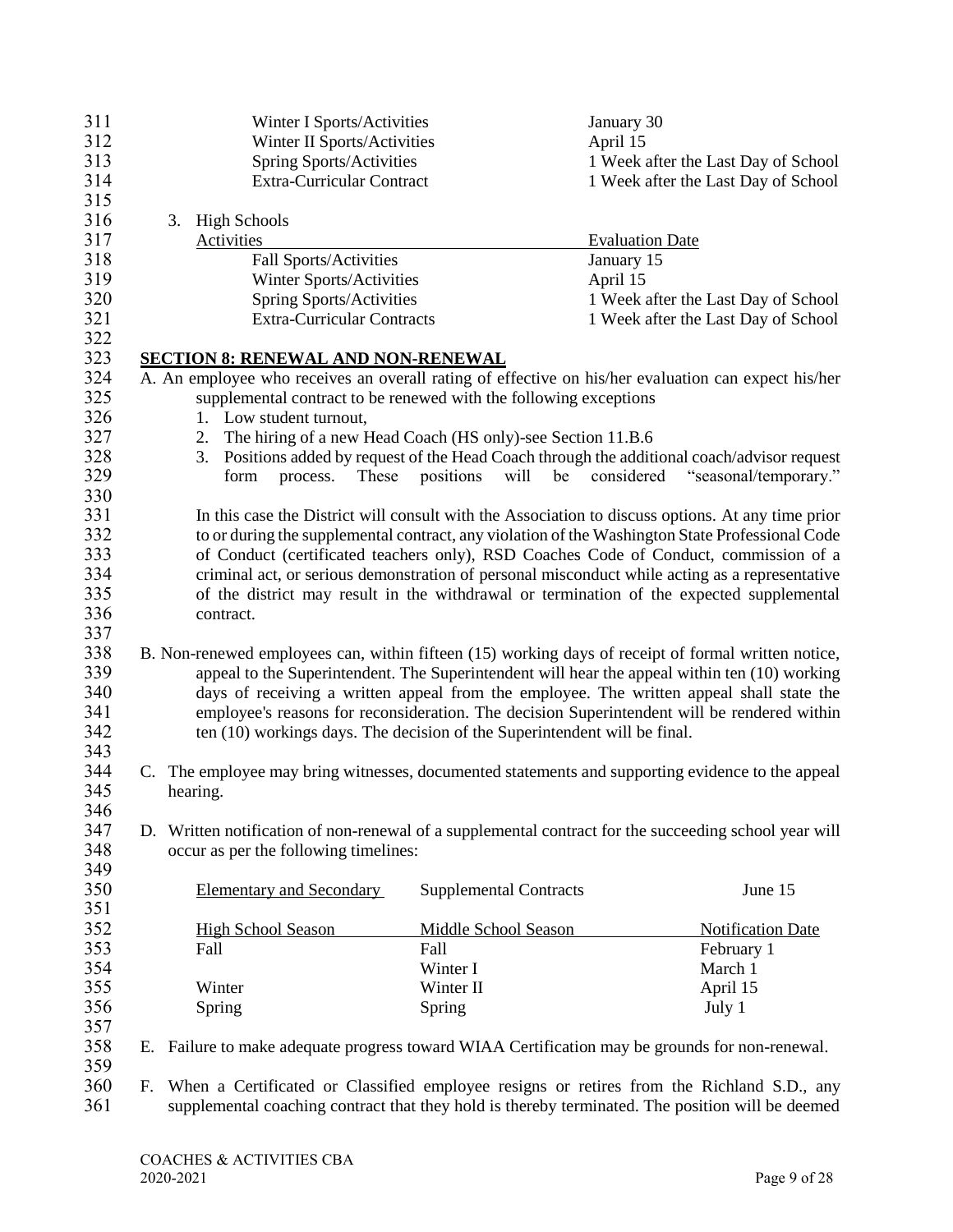| | |
|---|---|
| Winter I Sports/Activities | January 30 |
| Winter II Sports/Activities | April 15 |
| Spring Sports/Activities | 1 Week after the Last Day of School |
| Extra-Curricular Contract | 1 Week after the Last Day of School |

3. High Schools

| Activities | Evaluation Date |
|---|---|
| Fall Sports/Activities | January 15 |
| Winter Sports/Activities | April 15 |
| Spring Sports/Activities | 1 Week after the Last Day of School |
| Extra-Curricular Contracts | 1 Week after the Last Day of School |

## SECTION 8: RENEWAL AND NON-RENEWAL

A. An employee who receives an overall rating of effective on his/her evaluation can expect his/her supplemental contract to be renewed with the following exceptions

1. Low student turnout,
2. The hiring of a new Head Coach (HS only)-see Section 11.B.6
3. Positions added by request of the Head Coach through the additional coach/advisor request form process. These positions will be considered "seasonal/temporary."

In this case the District will consult with the Association to discuss options. At any time prior to or during the supplemental contract, any violation of the Washington State Professional Code of Conduct (certificated teachers only), RSD Coaches Code of Conduct, commission of a criminal act, or serious demonstration of personal misconduct while acting as a representative of the district may result in the withdrawal or termination of the expected supplemental contract.

B. Non-renewed employees can, within fifteen (15) working days of receipt of formal written notice, appeal to the Superintendent. The Superintendent will hear the appeal within ten (10) working days of receiving a written appeal from the employee. The written appeal shall state the employee's reasons for reconsideration. The decision Superintendent will be rendered within ten (10) workings days. The decision of the Superintendent will be final.

C. The employee may bring witnesses, documented statements and supporting evidence to the appeal hearing.

D. Written notification of non-renewal of a supplemental contract for the succeeding school year will occur as per the following timelines:

| Elementary and Secondary | Supplemental Contracts | June 15 |
|---|---|---|
| **High School Season** | **Middle School Season** | **Notification Date** |
| Fall | Fall | February 1 |
| | Winter I | March 1 |
| Winter | Winter II | April 15 |
| Spring | Spring | July 1 |

E. Failure to make adequate progress toward WIAA Certification may be grounds for non-renewal.

F. When a Certificated or Classified employee resigns or retires from the Richland S.D., any supplemental coaching contract that they hold is thereby terminated. The position will be deemed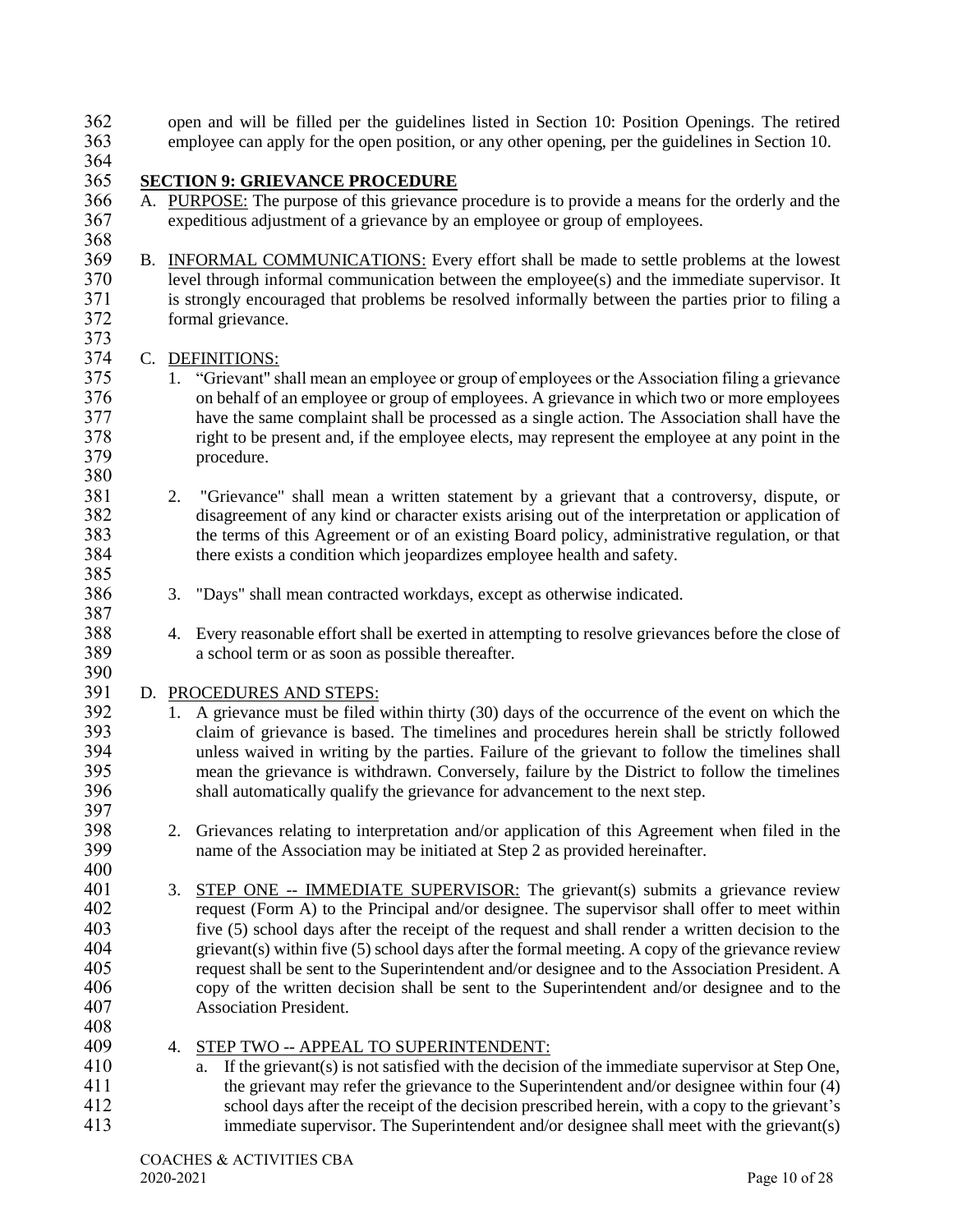open and will be filled per the guidelines listed in Section 10: Position Openings. The retired employee can apply for the open position, or any other opening, per the guidelines in Section 10.

## SECTION 9: GRIEVANCE PROCEDURE

A. PURPOSE: The purpose of this grievance procedure is to provide a means for the orderly and the expeditious adjustment of a grievance by an employee or group of employees.

B. INFORMAL COMMUNICATIONS: Every effort shall be made to settle problems at the lowest level through informal communication between the employee(s) and the immediate supervisor. It is strongly encouraged that problems be resolved informally between the parties prior to filing a formal grievance.

C. DEFINITIONS:

1. "Grievant" shall mean an employee or group of employees or the Association filing a grievance on behalf of an employee or group of employees. A grievance in which two or more employees have the same complaint shall be processed as a single action. The Association shall have the right to be present and, if the employee elects, may represent the employee at any point in the procedure.

2. "Grievance" shall mean a written statement by a grievant that a controversy, dispute, or disagreement of any kind or character exists arising out of the interpretation or application of the terms of this Agreement or of an existing Board policy, administrative regulation, or that there exists a condition which jeopardizes employee health and safety.

3. "Days" shall mean contracted workdays, except as otherwise indicated.

4. Every reasonable effort shall be exerted in attempting to resolve grievances before the close of a school term or as soon as possible thereafter.

D. PROCEDURES AND STEPS:

1. A grievance must be filed within thirty (30) days of the occurrence of the event on which the claim of grievance is based. The timelines and procedures herein shall be strictly followed unless waived in writing by the parties. Failure of the grievant to follow the timelines shall mean the grievance is withdrawn. Conversely, failure by the District to follow the timelines shall automatically qualify the grievance for advancement to the next step.

2. Grievances relating to interpretation and/or application of this Agreement when filed in the name of the Association may be initiated at Step 2 as provided hereinafter.

3. STEP ONE -- IMMEDIATE SUPERVISOR: The grievant(s) submits a grievance review request (Form A) to the Principal and/or designee. The supervisor shall offer to meet within five (5) school days after the receipt of the request and shall render a written decision to the grievant(s) within five (5) school days after the formal meeting. A copy of the grievance review request shall be sent to the Superintendent and/or designee and to the Association President. A copy of the written decision shall be sent to the Superintendent and/or designee and to the Association President.

4. STEP TWO -- APPEAL TO SUPERINTENDENT:
   a. If the grievant(s) is not satisfied with the decision of the immediate supervisor at Step One, the grievant may refer the grievance to the Superintendent and/or designee within four (4) school days after the receipt of the decision prescribed herein, with a copy to the grievant's immediate supervisor. The Superintendent and/or designee shall meet with the grievant(s)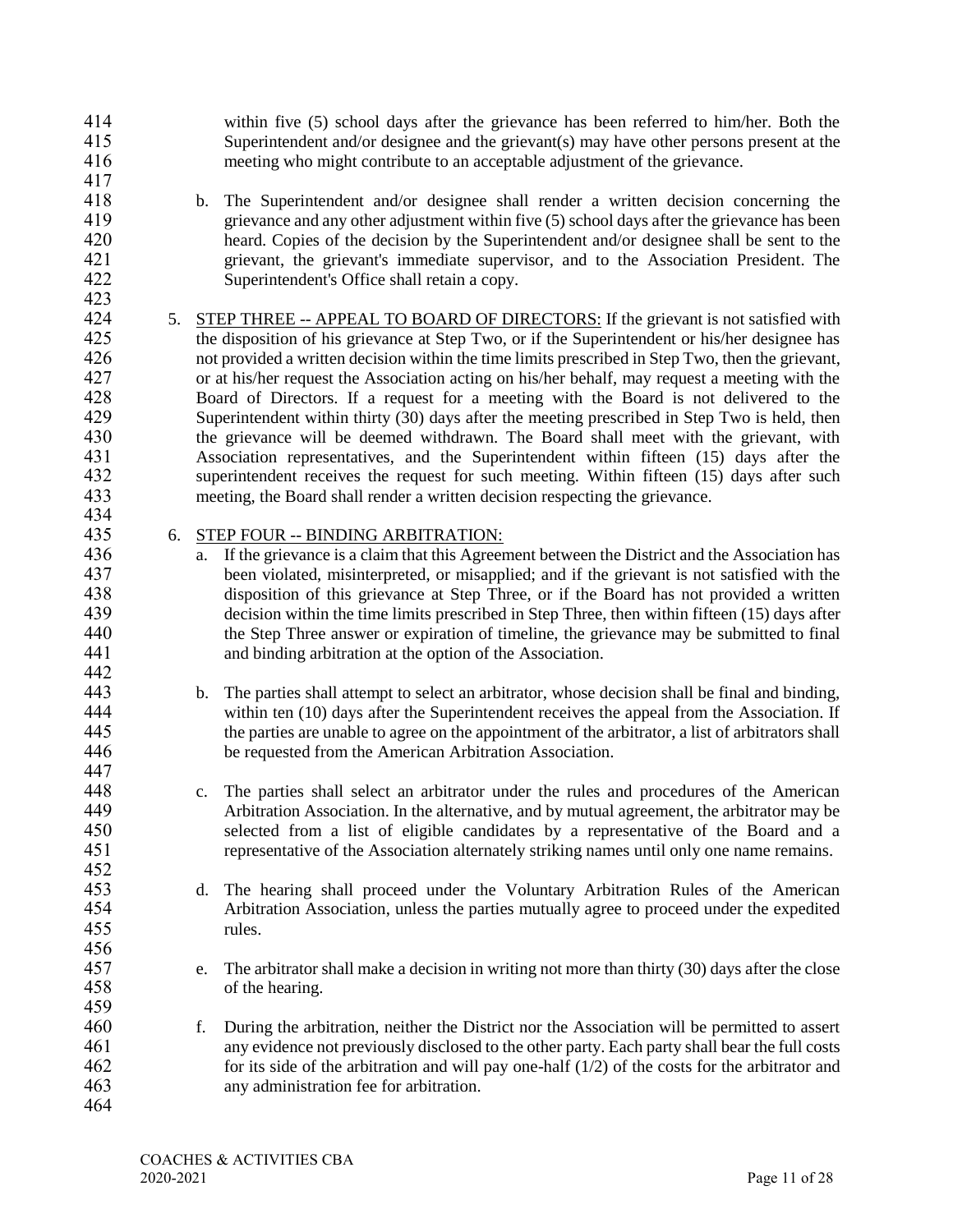within five (5) school days after the grievance has been referred to him/her. Both the Superintendent and/or designee and the grievant(s) may have other persons present at the meeting who might contribute to an acceptable adjustment of the grievance.

b. The Superintendent and/or designee shall render a written decision concerning the grievance and any other adjustment within five (5) school days after the grievance has been heard. Copies of the decision by the Superintendent and/or designee shall be sent to the grievant, the grievant's immediate supervisor, and to the Association President. The Superintendent's Office shall retain a copy.

5. <u>STEP THREE -- APPEAL TO BOARD OF DIRECTORS:</u> If the grievant is not satisfied with the disposition of his grievance at Step Two, or if the Superintendent or his/her designee has not provided a written decision within the time limits prescribed in Step Two, then the grievant, or at his/her request the Association acting on his/her behalf, may request a meeting with the Board of Directors. If a request for a meeting with the Board is not delivered to the Superintendent within thirty (30) days after the meeting prescribed in Step Two is held, then the grievance will be deemed withdrawn. The Board shall meet with the grievant, with Association representatives, and the Superintendent within fifteen (15) days after the superintendent receives the request for such meeting. Within fifteen (15) days after such meeting, the Board shall render a written decision respecting the grievance.

6. <u>STEP FOUR -- BINDING ARBITRATION:</u>
   a. If the grievance is a claim that this Agreement between the District and the Association has been violated, misinterpreted, or misapplied; and if the grievant is not satisfied with the disposition of this grievance at Step Three, or if the Board has not provided a written decision within the time limits prescribed in Step Three, then within fifteen (15) days after the Step Three answer or expiration of timeline, the grievance may be submitted to final and binding arbitration at the option of the Association.

   b. The parties shall attempt to select an arbitrator, whose decision shall be final and binding, within ten (10) days after the Superintendent receives the appeal from the Association. If the parties are unable to agree on the appointment of the arbitrator, a list of arbitrators shall be requested from the American Arbitration Association.

   c. The parties shall select an arbitrator under the rules and procedures of the American Arbitration Association. In the alternative, and by mutual agreement, the arbitrator may be selected from a list of eligible candidates by a representative of the Board and a representative of the Association alternately striking names until only one name remains.

   d. The hearing shall proceed under the Voluntary Arbitration Rules of the American Arbitration Association, unless the parties mutually agree to proceed under the expedited rules.

   e. The arbitrator shall make a decision in writing not more than thirty (30) days after the close of the hearing.

   f. During the arbitration, neither the District nor the Association will be permitted to assert any evidence not previously disclosed to the other party. Each party shall bear the full costs for its side of the arbitration and will pay one-half (1/2) of the costs for the arbitrator and any administration fee for arbitration.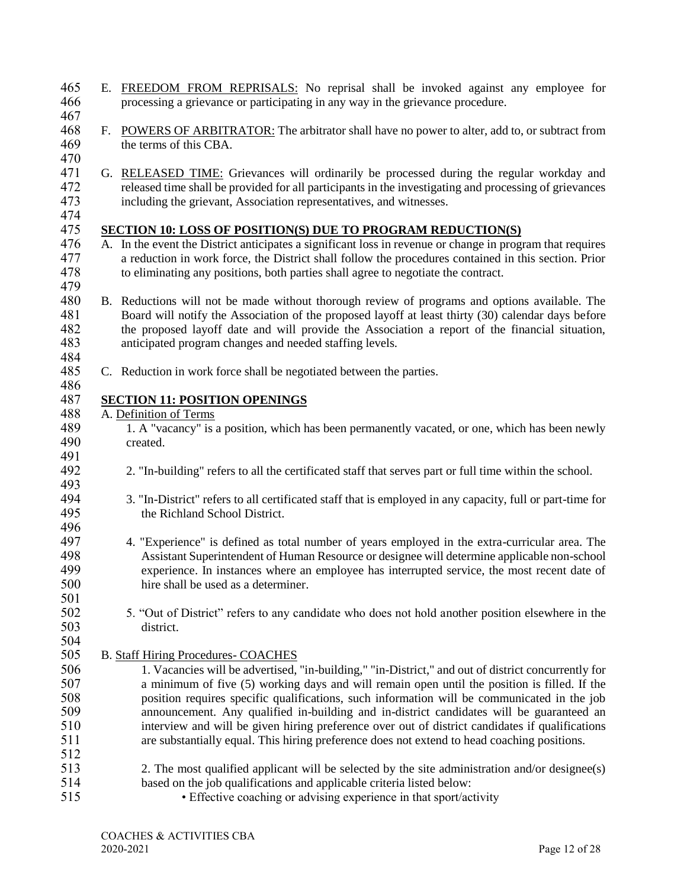E. <u>FREEDOM FROM REPRISALS:</u> No reprisal shall be invoked against any employee for processing a grievance or participating in any way in the grievance procedure.

F. <u>POWERS OF ARBITRATOR:</u> The arbitrator shall have no power to alter, add to, or subtract from the terms of this CBA.

G. <u>RELEASED TIME:</u> Grievances will ordinarily be processed during the regular workday and released time shall be provided for all participants in the investigating and processing of grievances including the grievant, Association representatives, and witnesses.

## SECTION 10: LOSS OF POSITION(S) DUE TO PROGRAM REDUCTION(S)

A. In the event the District anticipates a significant loss in revenue or change in program that requires a reduction in work force, the District shall follow the procedures contained in this section. Prior to eliminating any positions, both parties shall agree to negotiate the contract.

B. Reductions will not be made without thorough review of programs and options available. The Board will notify the Association of the proposed layoff at least thirty (30) calendar days before the proposed layoff date and will provide the Association a report of the financial situation, anticipated program changes and needed staffing levels.

C. Reduction in work force shall be negotiated between the parties.

## SECTION 11: POSITION OPENINGS

A. <u>Definition of Terms</u>

1. A "vacancy" is a position, which has been permanently vacated, or one, which has been newly created.

2. "In-building" refers to all the certificated staff that serves part or full time within the school.

3. "In-District" refers to all certificated staff that is employed in any capacity, full or part-time for the Richland School District.

4. "Experience" is defined as total number of years employed in the extra-curricular area. The Assistant Superintendent of Human Resource or designee will determine applicable non-school experience. In instances where an employee has interrupted service, the most recent date of hire shall be used as a determiner.

5. "Out of District" refers to any candidate who does not hold another position elsewhere in the district.

B. <u>Staff Hiring Procedures- COACHES</u>

1. Vacancies will be advertised, "in-building," "in-District," and out of district concurrently for a minimum of five (5) working days and will remain open until the position is filled. If the position requires specific qualifications, such information will be communicated in the job announcement. Any qualified in-building and in-district candidates will be guaranteed an interview and will be given hiring preference over out of district candidates if qualifications are substantially equal. This hiring preference does not extend to head coaching positions.

2. The most qualified applicant will be selected by the site administration and/or designee(s) based on the job qualifications and applicable criteria listed below:

   - Effective coaching or advising experience in that sport/activity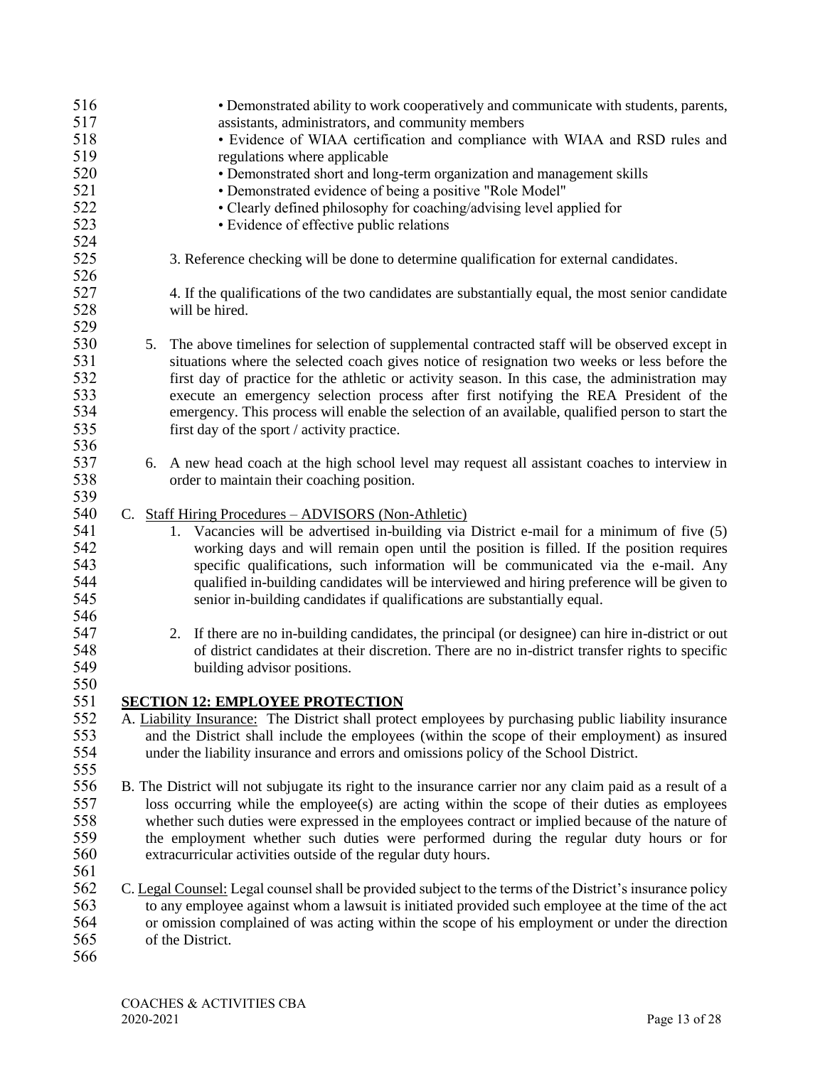- Demonstrated ability to work cooperatively and communicate with students, parents, assistants, administrators, and community members
- Evidence of WIAA certification and compliance with WIAA and RSD rules and regulations where applicable
- Demonstrated short and long-term organization and management skills
- Demonstrated evidence of being a positive "Role Model"
- Clearly defined philosophy for coaching/advising level applied for
- Evidence of effective public relations

3. Reference checking will be done to determine qualification for external candidates.

4. If the qualifications of the two candidates are substantially equal, the most senior candidate will be hired.

5. The above timelines for selection of supplemental contracted staff will be observed except in situations where the selected coach gives notice of resignation two weeks or less before the first day of practice for the athletic or activity season. In this case, the administration may execute an emergency selection process after first notifying the REA President of the emergency. This process will enable the selection of an available, qualified person to start the first day of the sport / activity practice.

6. A new head coach at the high school level may request all assistant coaches to interview in order to maintain their coaching position.

C. Staff Hiring Procedures – ADVISORS (Non-Athletic)

1. Vacancies will be advertised in-building via District e-mail for a minimum of five (5) working days and will remain open until the position is filled. If the position requires specific qualifications, such information will be communicated via the e-mail. Any qualified in-building candidates will be interviewed and hiring preference will be given to senior in-building candidates if qualifications are substantially equal.

2. If there are no in-building candidates, the principal (or designee) can hire in-district or out of district candidates at their discretion. There are no in-district transfer rights to specific building advisor positions.

## SECTION 12: EMPLOYEE PROTECTION

A. Liability Insurance: The District shall protect employees by purchasing public liability insurance and the District shall include the employees (within the scope of their employment) as insured under the liability insurance and errors and omissions policy of the School District.

B. The District will not subjugate its right to the insurance carrier nor any claim paid as a result of a loss occurring while the employee(s) are acting within the scope of their duties as employees whether such duties were expressed in the employees contract or implied because of the nature of the employment whether such duties were performed during the regular duty hours or for extracurricular activities outside of the regular duty hours.

C. Legal Counsel: Legal counsel shall be provided subject to the terms of the District's insurance policy to any employee against whom a lawsuit is initiated provided such employee at the time of the act or omission complained of was acting within the scope of his employment or under the direction of the District.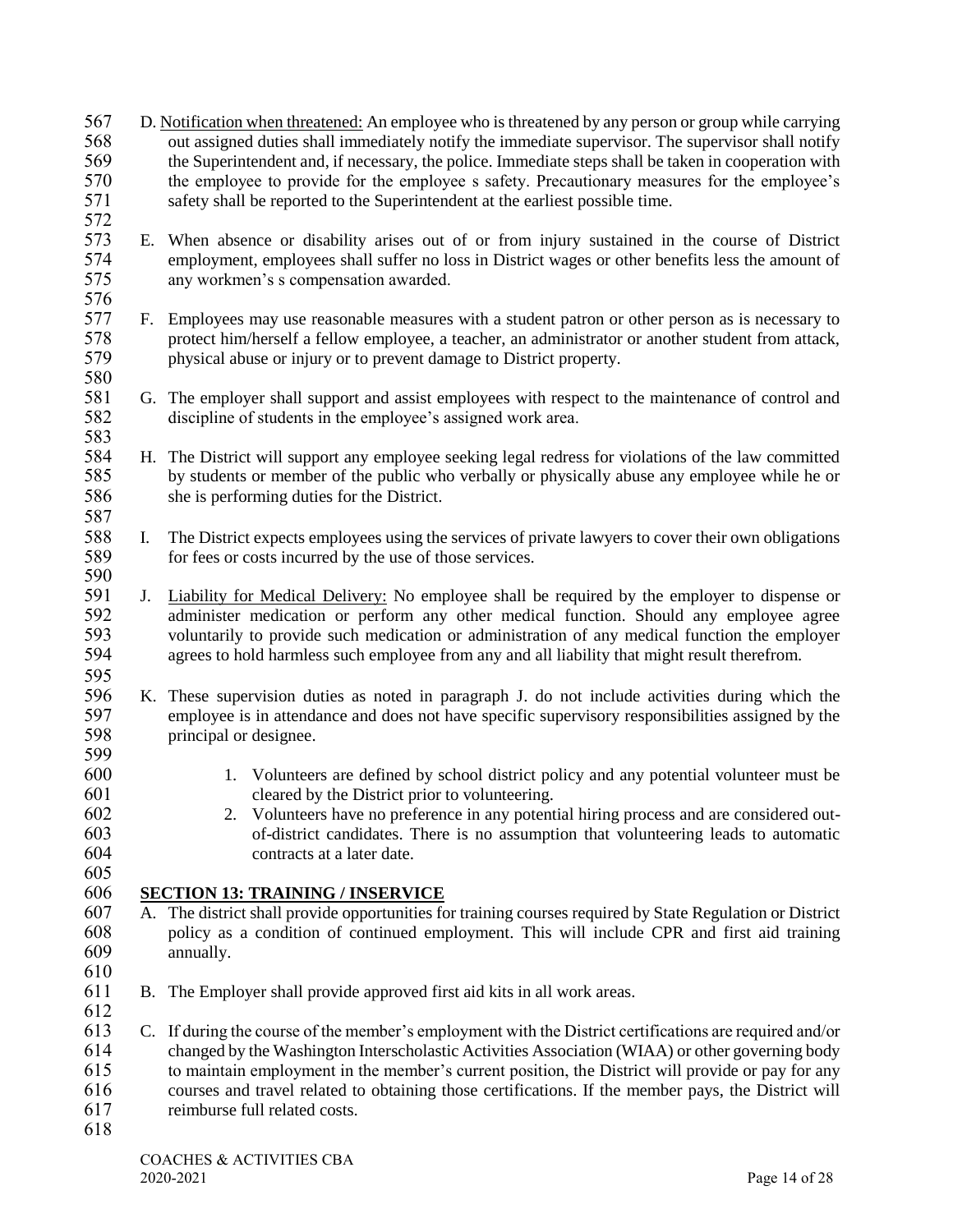D. Notification when threatened: An employee who is threatened by any person or group while carrying out assigned duties shall immediately notify the immediate supervisor. The supervisor shall notify the Superintendent and, if necessary, the police. Immediate steps shall be taken in cooperation with the employee to provide for the employee s safety. Precautionary measures for the employee's safety shall be reported to the Superintendent at the earliest possible time.

E. When absence or disability arises out of or from injury sustained in the course of District employment, employees shall suffer no loss in District wages or other benefits less the amount of any workmen's s compensation awarded.

F. Employees may use reasonable measures with a student patron or other person as is necessary to protect him/herself a fellow employee, a teacher, an administrator or another student from attack, physical abuse or injury or to prevent damage to District property.

G. The employer shall support and assist employees with respect to the maintenance of control and discipline of students in the employee's assigned work area.

H. The District will support any employee seeking legal redress for violations of the law committed by students or member of the public who verbally or physically abuse any employee while he or she is performing duties for the District.

I. The District expects employees using the services of private lawyers to cover their own obligations for fees or costs incurred by the use of those services.

J. Liability for Medical Delivery: No employee shall be required by the employer to dispense or administer medication or perform any other medical function. Should any employee agree voluntarily to provide such medication or administration of any medical function the employer agrees to hold harmless such employee from any and all liability that might result therefrom.

K. These supervision duties as noted in paragraph J. do not include activities during which the employee is in attendance and does not have specific supervisory responsibilities assigned by the principal or designee.

1. Volunteers are defined by school district policy and any potential volunteer must be cleared by the District prior to volunteering.
2. Volunteers have no preference in any potential hiring process and are considered out-of-district candidates. There is no assumption that volunteering leads to automatic contracts at a later date.

## SECTION 13: TRAINING / INSERVICE

A. The district shall provide opportunities for training courses required by State Regulation or District policy as a condition of continued employment. This will include CPR and first aid training annually.

B. The Employer shall provide approved first aid kits in all work areas.

C. If during the course of the member's employment with the District certifications are required and/or changed by the Washington Interscholastic Activities Association (WIAA) or other governing body to maintain employment in the member's current position, the District will provide or pay for any courses and travel related to obtaining those certifications. If the member pays, the District will reimburse full related costs.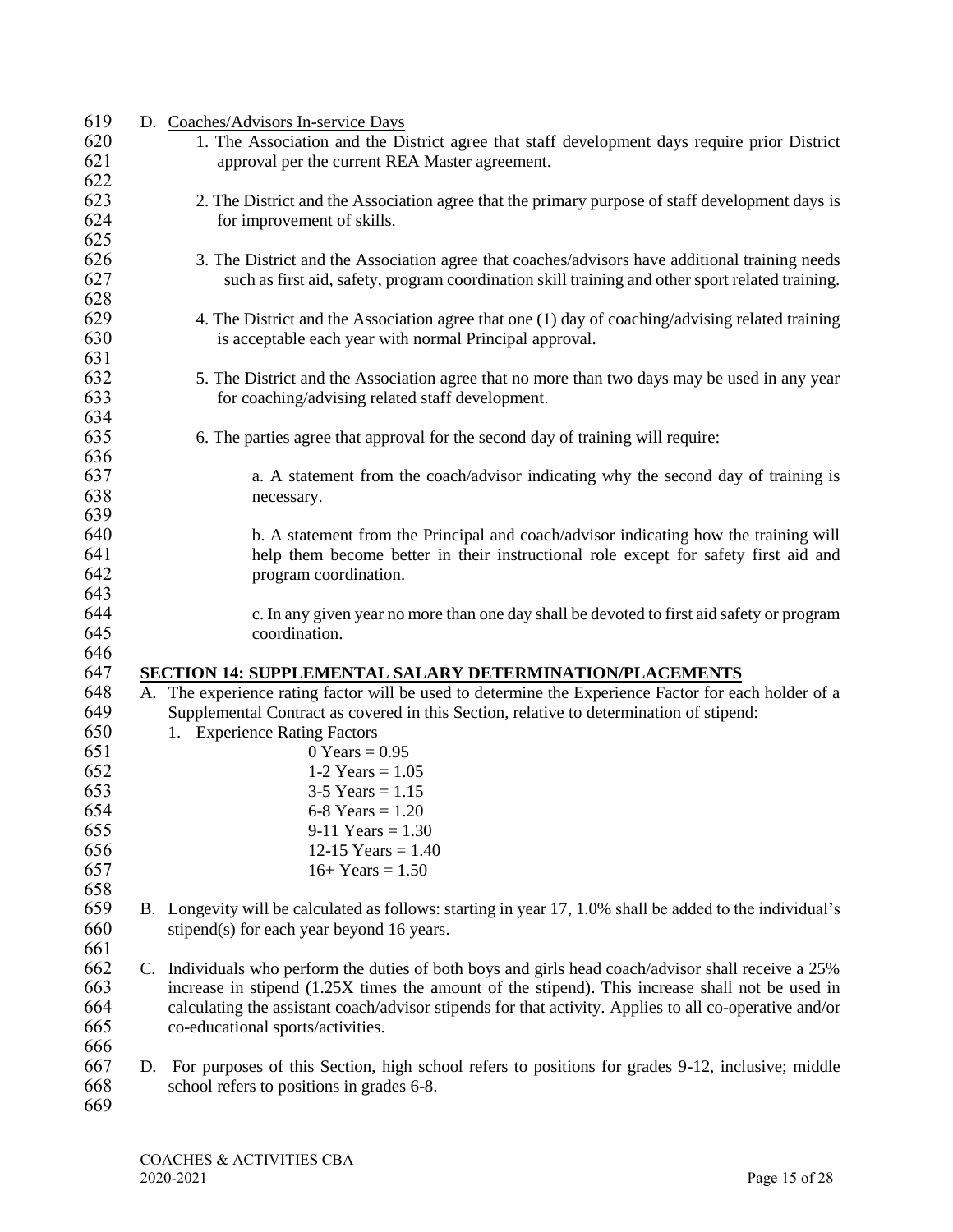D. Coaches/Advisors In-service Days

1. The Association and the District agree that staff development days require prior District approval per the current REA Master agreement.

2. The District and the Association agree that the primary purpose of staff development days is for improvement of skills.

3. The District and the Association agree that coaches/advisors have additional training needs such as first aid, safety, program coordination skill training and other sport related training.

4. The District and the Association agree that one (1) day of coaching/advising related training is acceptable each year with normal Principal approval.

5. The District and the Association agree that no more than two days may be used in any year for coaching/advising related staff development.

6. The parties agree that approval for the second day of training will require:

   a. A statement from the coach/advisor indicating why the second day of training is necessary.

   b. A statement from the Principal and coach/advisor indicating how the training will help them become better in their instructional role except for safety first aid and program coordination.

   c. In any given year no more than one day shall be devoted to first aid safety or program coordination.

## SECTION 14: SUPPLEMENTAL SALARY DETERMINATION/PLACEMENTS

A. The experience rating factor will be used to determine the Experience Factor for each holder of a Supplemental Contract as covered in this Section, relative to determination of stipend:

1. Experience Rating Factors

   0 Years = 0.95
   1-2 Years = 1.05
   3-5 Years = 1.15
   6-8 Years = 1.20
   9-11 Years = 1.30
   12-15 Years = 1.40
   16+ Years = 1.50

B. Longevity will be calculated as follows: starting in year 17, 1.0% shall be added to the individual's stipend(s) for each year beyond 16 years.

C. Individuals who perform the duties of both boys and girls head coach/advisor shall receive a 25% increase in stipend (1.25X times the amount of the stipend). This increase shall not be used in calculating the assistant coach/advisor stipends for that activity. Applies to all co-operative and/or co-educational sports/activities.

D. For purposes of this Section, high school refers to positions for grades 9-12, inclusive; middle school refers to positions in grades 6-8.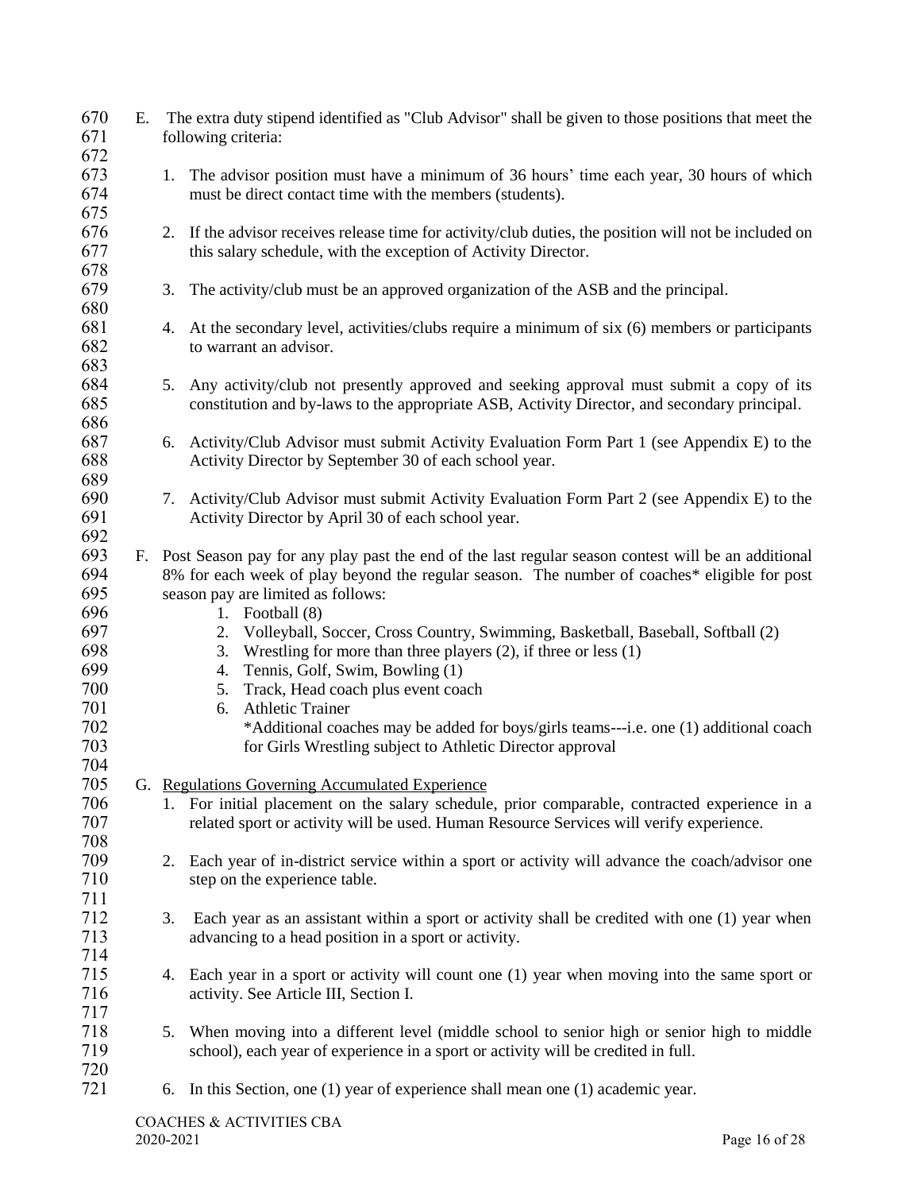E. The extra duty stipend identified as "Club Advisor" shall be given to those positions that meet the following criteria:

1. The advisor position must have a minimum of 36 hours' time each year, 30 hours of which must be direct contact time with the members (students).

2. If the advisor receives release time for activity/club duties, the position will not be included on this salary schedule, with the exception of Activity Director.

3. The activity/club must be an approved organization of the ASB and the principal.

4. At the secondary level, activities/clubs require a minimum of six (6) members or participants to warrant an advisor.

5. Any activity/club not presently approved and seeking approval must submit a copy of its constitution and by-laws to the appropriate ASB, Activity Director, and secondary principal.

6. Activity/Club Advisor must submit Activity Evaluation Form Part 1 (see Appendix E) to the Activity Director by September 30 of each school year.

7. Activity/Club Advisor must submit Activity Evaluation Form Part 2 (see Appendix E) to the Activity Director by April 30 of each school year.

F. Post Season pay for any play past the end of the last regular season contest will be an additional 8% for each week of play beyond the regular season. The number of coaches* eligible for post season pay are limited as follows:

1. Football (8)
2. Volleyball, Soccer, Cross Country, Swimming, Basketball, Baseball, Softball (2)
3. Wrestling for more than three players (2), if three or less (1)
4. Tennis, Golf, Swim, Bowling (1)
5. Track, Head coach plus event coach
6. Athletic Trainer

*Additional coaches may be added for boys/girls teams---i.e. one (1) additional coach for Girls Wrestling subject to Athletic Director approval

G. Regulations Governing Accumulated Experience

1. For initial placement on the salary schedule, prior comparable, contracted experience in a related sport or activity will be used. Human Resource Services will verify experience.

2. Each year of in-district service within a sport or activity will advance the coach/advisor one step on the experience table.

3. Each year as an assistant within a sport or activity shall be credited with one (1) year when advancing to a head position in a sport or activity.

4. Each year in a sport or activity will count one (1) year when moving into the same sport or activity. See Article III, Section I.

5. When moving into a different level (middle school to senior high or senior high to middle school), each year of experience in a sport or activity will be credited in full.

6. In this Section, one (1) year of experience shall mean one (1) academic year.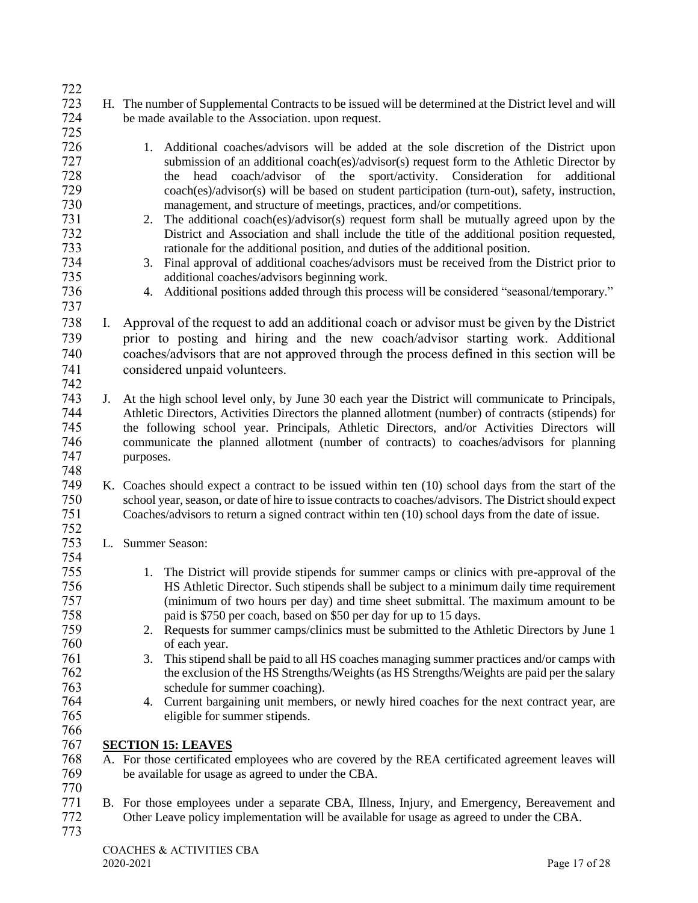H. The number of Supplemental Contracts to be issued will be determined at the District level and will be made available to the Association. upon request.

1. Additional coaches/advisors will be added at the sole discretion of the District upon submission of an additional coach(es)/advisor(s) request form to the Athletic Director by the head coach/advisor of the sport/activity. Consideration for additional coach(es)/advisor(s) will be based on student participation (turn-out), safety, instruction, management, and structure of meetings, practices, and/or competitions.
2. The additional coach(es)/advisor(s) request form shall be mutually agreed upon by the District and Association and shall include the title of the additional position requested, rationale for the additional position, and duties of the additional position.
3. Final approval of additional coaches/advisors must be received from the District prior to additional coaches/advisors beginning work.
4. Additional positions added through this process will be considered "seasonal/temporary."

I. Approval of the request to add an additional coach or advisor must be given by the District prior to posting and hiring and the new coach/advisor starting work. Additional coaches/advisors that are not approved through the process defined in this section will be considered unpaid volunteers.

J. At the high school level only, by June 30 each year the District will communicate to Principals, Athletic Directors, Activities Directors the planned allotment (number) of contracts (stipends) for the following school year. Principals, Athletic Directors, and/or Activities Directors will communicate the planned allotment (number of contracts) to coaches/advisors for planning purposes.

K. Coaches should expect a contract to be issued within ten (10) school days from the start of the school year, season, or date of hire to issue contracts to coaches/advisors. The District should expect Coaches/advisors to return a signed contract within ten (10) school days from the date of issue.

L. Summer Season:

1. The District will provide stipends for summer camps or clinics with pre-approval of the HS Athletic Director. Such stipends shall be subject to a minimum daily time requirement (minimum of two hours per day) and time sheet submittal. The maximum amount to be paid is $750 per coach, based on $50 per day for up to 15 days.
2. Requests for summer camps/clinics must be submitted to the Athletic Directors by June 1 of each year.
3. This stipend shall be paid to all HS coaches managing summer practices and/or camps with the exclusion of the HS Strengths/Weights (as HS Strengths/Weights are paid per the salary schedule for summer coaching).
4. Current bargaining unit members, or newly hired coaches for the next contract year, are eligible for summer stipends.

## SECTION 15: LEAVES

A. For those certificated employees who are covered by the REA certificated agreement leaves will be available for usage as agreed to under the CBA.

B. For those employees under a separate CBA, Illness, Injury, and Emergency, Bereavement and Other Leave policy implementation will be available for usage as agreed to under the CBA.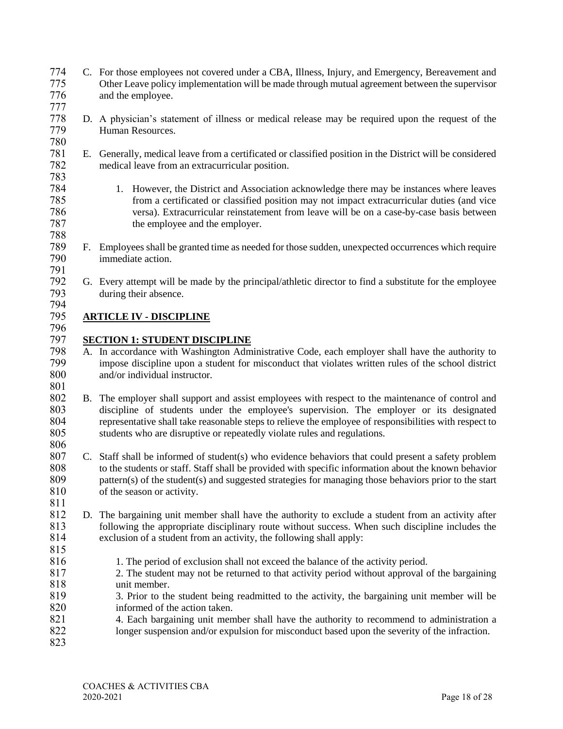C. For those employees not covered under a CBA, Illness, Injury, and Emergency, Bereavement and Other Leave policy implementation will be made through mutual agreement between the supervisor and the employee.

D. A physician's statement of illness or medical release may be required upon the request of the Human Resources.

E. Generally, medical leave from a certificated or classified position in the District will be considered medical leave from an extracurricular position.

   1. However, the District and Association acknowledge there may be instances where leaves from a certificated or classified position may not impact extracurricular duties (and vice versa). Extracurricular reinstatement from leave will be on a case-by-case basis between the employee and the employer.

F. Employees shall be granted time as needed for those sudden, unexpected occurrences which require immediate action.

G. Every attempt will be made by the principal/athletic director to find a substitute for the employee during their absence.

## ARTICLE IV - DISCIPLINE

### SECTION 1: STUDENT DISCIPLINE

A. In accordance with Washington Administrative Code, each employer shall have the authority to impose discipline upon a student for misconduct that violates written rules of the school district and/or individual instructor.

B. The employer shall support and assist employees with respect to the maintenance of control and discipline of students under the employee's supervision. The employer or its designated representative shall take reasonable steps to relieve the employee of responsibilities with respect to students who are disruptive or repeatedly violate rules and regulations.

C. Staff shall be informed of student(s) who evidence behaviors that could present a safety problem to the students or staff. Staff shall be provided with specific information about the known behavior pattern(s) of the student(s) and suggested strategies for managing those behaviors prior to the start of the season or activity.

D. The bargaining unit member shall have the authority to exclude a student from an activity after following the appropriate disciplinary route without success. When such discipline includes the exclusion of a student from an activity, the following shall apply:

   1. The period of exclusion shall not exceed the balance of the activity period.
   2. The student may not be returned to that activity period without approval of the bargaining unit member.
   3. Prior to the student being readmitted to the activity, the bargaining unit member will be informed of the action taken.
   4. Each bargaining unit member shall have the authority to recommend to administration a longer suspension and/or expulsion for misconduct based upon the severity of the infraction.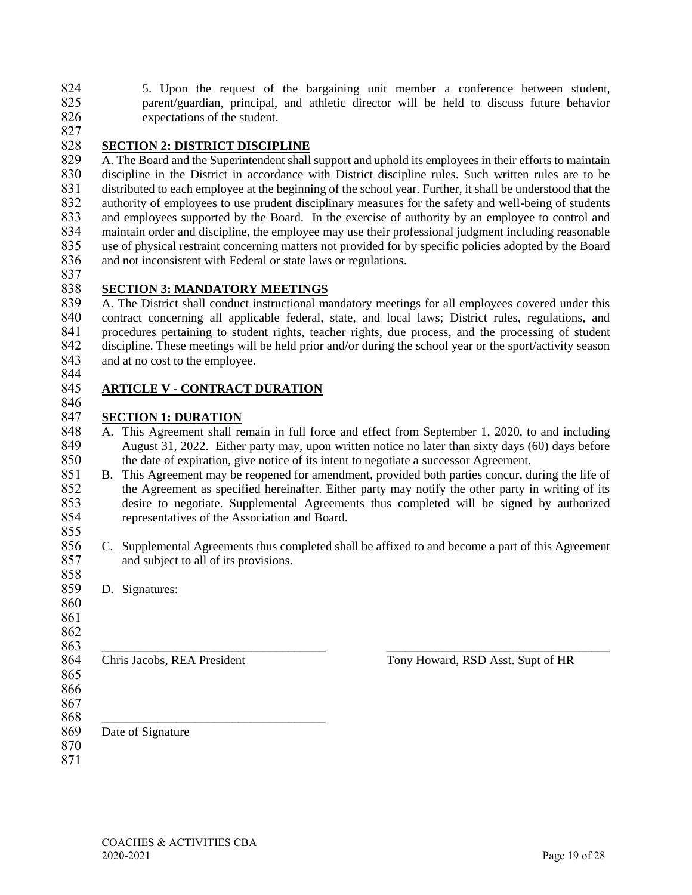5. Upon the request of the bargaining unit member a conference between student, parent/guardian, principal, and athletic director will be held to discuss future behavior expectations of the student.

**SECTION 2: DISTRICT DISCIPLINE**

A. The Board and the Superintendent shall support and uphold its employees in their efforts to maintain discipline in the District in accordance with District discipline rules. Such written rules are to be distributed to each employee at the beginning of the school year. Further, it shall be understood that the authority of employees to use prudent disciplinary measures for the safety and well-being of students and employees supported by the Board. In the exercise of authority by an employee to control and maintain order and discipline, the employee may use their professional judgment including reasonable use of physical restraint concerning matters not provided for by specific policies adopted by the Board and not inconsistent with Federal or state laws or regulations.

**SECTION 3: MANDATORY MEETINGS**

A. The District shall conduct instructional mandatory meetings for all employees covered under this contract concerning all applicable federal, state, and local laws; District rules, regulations, and procedures pertaining to student rights, teacher rights, due process, and the processing of student discipline. These meetings will be held prior and/or during the school year or the sport/activity season and at no cost to the employee.

## ARTICLE V - CONTRACT DURATION

**SECTION 1: DURATION**

A. This Agreement shall remain in full force and effect from September 1, 2020, to and including August 31, 2022. Either party may, upon written notice no later than sixty days (60) days before the date of expiration, give notice of its intent to negotiate a successor Agreement.

B. This Agreement may be reopened for amendment, provided both parties concur, during the life of the Agreement as specified hereinafter. Either party may notify the other party in writing of its desire to negotiate. Supplemental Agreements thus completed will be signed by authorized representatives of the Association and Board.

C. Supplemental Agreements thus completed shall be affixed to and become a part of this Agreement and subject to all of its provisions.

D. Signatures:

\_\_\_\_\_\_\_\_\_\_\_\_\_\_\_\_\_\_\_\_\_\_\_\_\_\_\_\_\_\_\_\_\_\_\_\_
Chris Jacobs, REA President

\_\_\_\_\_\_\_\_\_\_\_\_\_\_\_\_\_\_\_\_\_\_\_\_\_\_\_\_\_\_\_\_\_\_\_\_
Tony Howard, RSD Asst. Supt of HR

\_\_\_\_\_\_\_\_\_\_\_\_\_\_\_\_\_\_\_\_\_\_\_\_\_\_\_\_\_\_\_\_\_\_\_\_
Date of Signature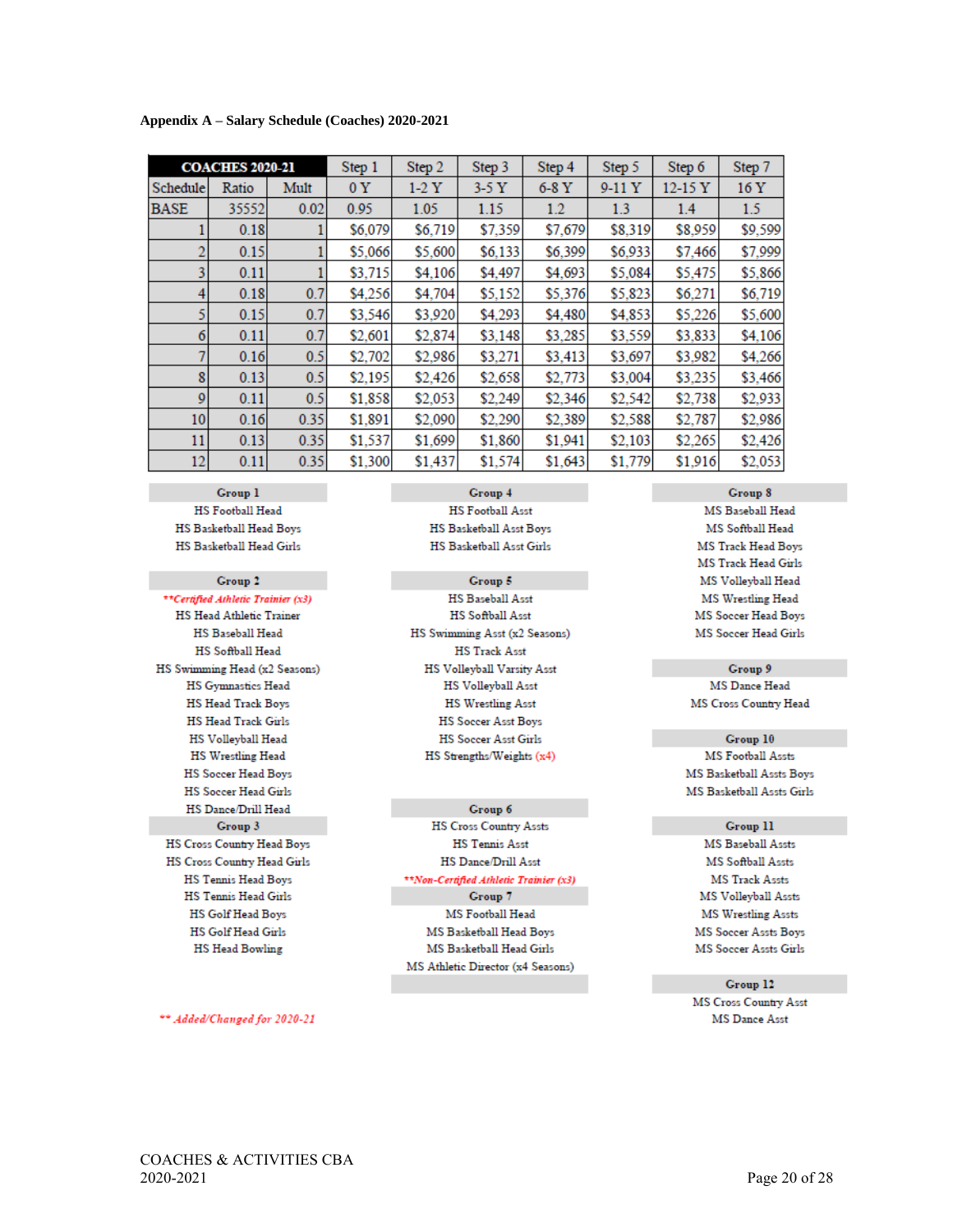**Appendix A – Salary Schedule (Coaches) 2020-2021**

| COACHES 2020-21 | | | Step 1 | Step 2 | Step 3 | Step 4 | Step 5 | Step 6 | Step 7 |
|---|---|---|---|---|---|---|---|---|---|
| Schedule | Ratio | Mult | 0 Y | 1-2 Y | 3-5 Y | 6-8 Y | 9-11 Y | 12-15 Y | 16 Y |
| BASE | 35552 | 0.02 | 0.95 | 1.05 | 1.15 | 1.2 | 1.3 | 1.4 | 1.5 |
| 1 | 0.18 | 1 | $6,079 | $6,719 | $7,359 | $7,679 | $8,319 | $8,959 | $9,599 |
| 2 | 0.15 | 1 | $5,066 | $5,600 | $6,133 | $6,399 | $6,933 | $7,466 | $7,999 |
| 3 | 0.11 | 1 | $3,715 | $4,106 | $4,497 | $4,693 | $5,084 | $5,475 | $5,866 |
| 4 | 0.18 | 0.7 | $4,256 | $4,704 | $5,152 | $5,376 | $5,823 | $6,271 | $6,719 |
| 5 | 0.15 | 0.7 | $3,546 | $3,920 | $4,293 | $4,480 | $4,853 | $5,226 | $5,600 |
| 6 | 0.11 | 0.7 | $2,601 | $2,874 | $3,148 | $3,285 | $3,559 | $3,833 | $4,106 |
| 7 | 0.16 | 0.5 | $2,702 | $2,986 | $3,271 | $3,413 | $3,697 | $3,982 | $4,266 |
| 8 | 0.13 | 0.5 | $2,195 | $2,426 | $2,658 | $2,773 | $3,004 | $3,235 | $3,466 |
| 9 | 0.11 | 0.5 | $1,858 | $2,053 | $2,249 | $2,346 | $2,542 | $2,738 | $2,933 |
| 10 | 0.16 | 0.35 | $1,891 | $2,090 | $2,290 | $2,389 | $2,588 | $2,787 | $2,986 |
| 11 | 0.13 | 0.35 | $1,537 | $1,699 | $1,860 | $1,941 | $2,103 | $2,265 | $2,426 |
| 12 | 0.11 | 0.35 | $1,300 | $1,437 | $1,574 | $1,643 | $1,779 | $1,916 | $2,053 |

**Group 1**
- HS Football Head
- HS Basketball Head Boys
- HS Basketball Head Girls

**Group 2**
- ***Certified Athletic Trainer (x3)*
- HS Head Athletic Trainer
- HS Baseball Head
- HS Softball Head
- HS Swimming Head (x2 Seasons)
- HS Gymnastics Head
- HS Head Track Boys
- HS Head Track Girls
- HS Volleyball Head
- HS Wrestling Head
- HS Soccer Head Boys
- HS Soccer Head Girls
- HS Dance/Drill Head

**Group 3**
- HS Cross Country Head Boys
- HS Cross Country Head Girls
- HS Tennis Head Boys
- HS Tennis Head Girls
- HS Golf Head Boys
- HS Golf Head Girls
- HS Head Bowling

**Group 4**
- HS Football Asst
- HS Basketball Asst Boys
- HS Basketball Asst Girls

**Group 5**
- HS Baseball Asst
- HS Softball Asst
- HS Swimming Asst (x2 Seasons)
- HS Track Asst
- HS Volleyball Varsity Asst
- HS Volleyball Asst
- HS Wrestling Asst
- HS Soccer Asst Boys
- HS Soccer Asst Girls
- HS Strengths/Weights (x4)

**Group 6**
- HS Cross Country Assts
- HS Tennis Asst
- HS Dance/Drill Asst
- ***Non-Certified Athletic Trainer (x3)*

**Group 7**
- MS Football Head
- MS Basketball Head Boys
- MS Basketball Head Girls
- MS Athletic Director (x4 Seasons)

**Group 8**
- MS Baseball Head
- MS Softball Head
- MS Track Head Boys
- MS Track Head Girls
- MS Volleyball Head
- MS Wrestling Head
- MS Soccer Head Boys
- MS Soccer Head Girls

**Group 9**
- MS Dance Head
- MS Cross Country Head

**Group 10**
- MS Football Assts
- MS Basketball Assts Boys
- MS Basketball Assts Girls

**Group 11**
- MS Baseball Assts
- MS Softball Assts
- MS Track Assts
- MS Volleyball Assts
- MS Wrestling Assts
- MS Soccer Assts Boys
- MS Soccer Assts Girls

**Group 12**
- MS Cross Country Asst
- MS Dance Asst

*** Added/Changed for 2020-21*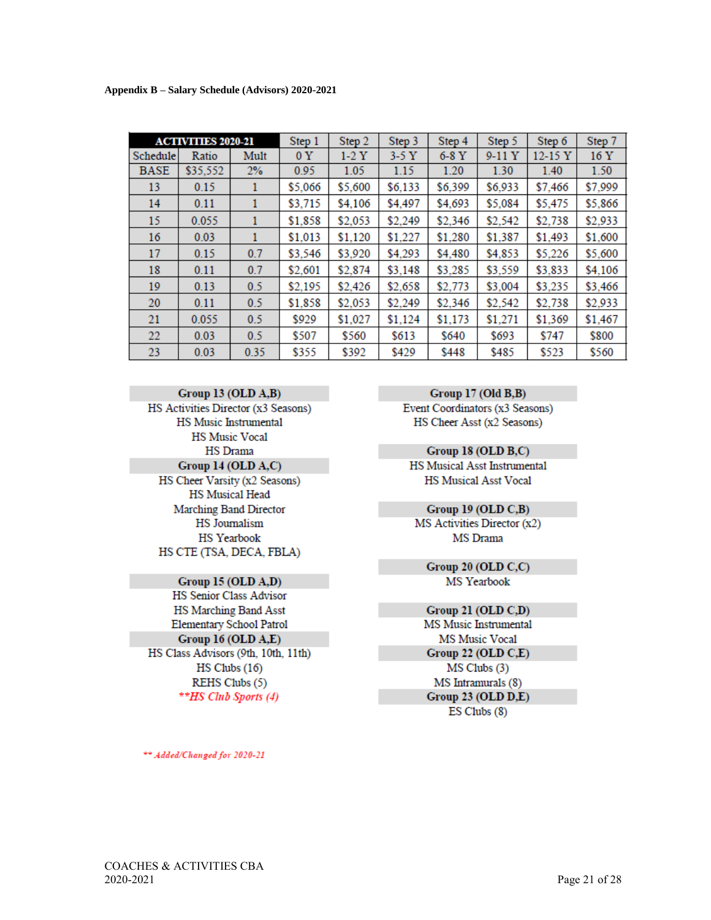**Appendix B – Salary Schedule (Advisors) 2020-2021**

| ACTIVITIES 2020-21 | | | Step 1 | Step 2 | Step 3 | Step 4 | Step 5 | Step 6 | Step 7 |
|---|---|---|---|---|---|---|---|---|---|
| Schedule | Ratio | Mult | 0 Y | 1-2 Y | 3-5 Y | 6-8 Y | 9-11 Y | 12-15 Y | 16 Y |
| BASE | $35,552 | 2% | 0.95 | 1.05 | 1.15 | 1.20 | 1.30 | 1.40 | 1.50 |
| 13 | 0.15 | 1 | $5,066 | $5,600 | $6,133 | $6,399 | $6,933 | $7,466 | $7,999 |
| 14 | 0.11 | 1 | $3,715 | $4,106 | $4,497 | $4,693 | $5,084 | $5,475 | $5,866 |
| 15 | 0.055 | 1 | $1,858 | $2,053 | $2,249 | $2,346 | $2,542 | $2,738 | $2,933 |
| 16 | 0.03 | 1 | $1,013 | $1,120 | $1,227 | $1,280 | $1,387 | $1,493 | $1,600 |
| 17 | 0.15 | 0.7 | $3,546 | $3,920 | $4,293 | $4,480 | $4,853 | $5,226 | $5,600 |
| 18 | 0.11 | 0.7 | $2,601 | $2,874 | $3,148 | $3,285 | $3,559 | $3,833 | $4,106 |
| 19 | 0.13 | 0.5 | $2,195 | $2,426 | $2,658 | $2,773 | $3,004 | $3,235 | $3,466 |
| 20 | 0.11 | 0.5 | $1,858 | $2,053 | $2,249 | $2,346 | $2,542 | $2,738 | $2,933 |
| 21 | 0.055 | 0.5 | $929 | $1,027 | $1,124 | $1,173 | $1,271 | $1,369 | $1,467 |
| 22 | 0.03 | 0.5 | $507 | $560 | $613 | $640 | $693 | $747 | $800 |
| 23 | 0.03 | 0.35 | $355 | $392 | $429 | $448 | $485 | $523 | $560 |

**Group 13 (OLD A,B)**
HS Activities Director (x3 Seasons)
HS Music Instrumental
HS Music Vocal
HS Drama

**Group 14 (OLD A,C)**
HS Cheer Varsity (x2 Seasons)
HS Musical Head
Marching Band Director
HS Journalism
HS Yearbook
HS CTE (TSA, DECA, FBLA)

**Group 15 (OLD A,D)**
HS Senior Class Advisor
HS Marching Band Asst
Elementary School Patrol

**Group 16 (OLD A,E)**
HS Class Advisors (9th, 10th, 11th)
HS Clubs (16)
REHS Clubs (5)
*\*\*HS Club Sports (4)*

**Group 17 (Old B,B)**
Event Coordinators (x3 Seasons)
HS Cheer Asst (x2 Seasons)

**Group 18 (OLD B,C)**
HS Musical Asst Instrumental
HS Musical Asst Vocal

**Group 19 (OLD C,B)**
MS Activities Director (x2)
MS Drama

**Group 20 (OLD C,C)**
MS Yearbook

**Group 21 (OLD C,D)**
MS Music Instrumental
MS Music Vocal

**Group 22 (OLD C,E)**
MS Clubs (3)
MS Intramurals (8)

**Group 23 (OLD D,E)**
ES Clubs (8)

*\*\* Added/Changed for 2020-21*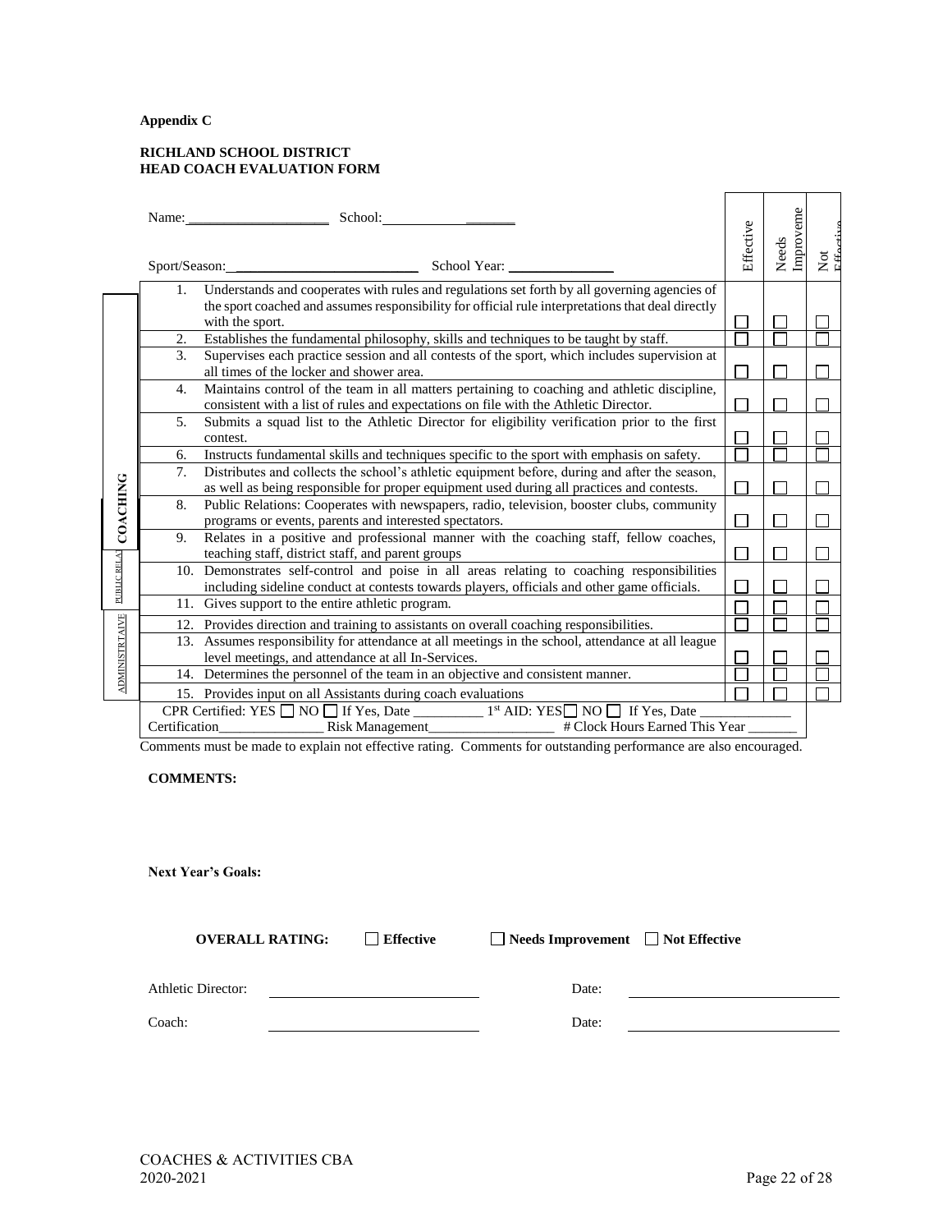**Appendix C**

**RICHLAND SCHOOL DISTRICT**
**HEAD COACH EVALUATION FORM**

Name:____________________ School:____________________

Sport/Season:__________________________ School Year: _______________

| | | Effective | Needs Improvement | Not Effective |
|---|---|---|---|---|
| COACHING | 1. Understands and cooperates with rules and regulations set forth by all governing agencies of the sport coached and assumes responsibility for official rule interpretations that deal directly with the sport. | ☐ | ☐ | ☐ |
| | 2. Establishes the fundamental philosophy, skills and techniques to be taught by staff. | ☐ | ☐ | ☐ |
| | 3. Supervises each practice session and all contests of the sport, which includes supervision at all times of the locker and shower area. | ☐ | ☐ | ☐ |
| | 4. Maintains control of the team in all matters pertaining to coaching and athletic discipline, consistent with a list of rules and expectations on file with the Athletic Director. | ☐ | ☐ | ☐ |
| | 5. Submits a squad list to the Athletic Director for eligibility verification prior to the first contest. | ☐ | ☐ | ☐ |
| | 6. Instructs fundamental skills and techniques specific to the sport with emphasis on safety. | ☐ | ☐ | ☐ |
| | 7. Distributes and collects the school's athletic equipment before, during and after the season, as well as being responsible for proper equipment used during all practices and contests. | ☐ | ☐ | ☐ |
| PUBLIC RELA | 8. Public Relations: Cooperates with newspapers, radio, television, booster clubs, community programs or events, parents and interested spectators. | ☐ | ☐ | ☐ |
| | 9. Relates in a positive and professional manner with the coaching staff, fellow coaches, teaching staff, district staff, and parent groups | ☐ | ☐ | ☐ |
| | 10. Demonstrates self-control and poise in all areas relating to coaching responsibilities including sideline conduct at contests towards players, officials and other game officials. | ☐ | ☐ | ☐ |
| | 11. Gives support to the entire athletic program. | ☐ | ☐ | ☐ |
| ADMINISTRTAIVE | 12. Provides direction and training to assistants on overall coaching responsibilities. | ☐ | ☐ | ☐ |
| | 13. Assumes responsibility for attendance at all meetings in the school, attendance at all league level meetings, and attendance at all In-Services. | ☐ | ☐ | ☐ |
| | 14. Determines the personnel of the team in an objective and consistent manner. | ☐ | ☐ | ☐ |
| | 15. Provides input on all Assistants during coach evaluations | ☐ | ☐ | ☐ |

CPR Certified: YES ☐ NO ☐ If Yes, Date __________ 1st AID: YES ☐ NO ☐ If Yes, Date ______________
Certification_______________ Risk Management__________________ # Clock Hours Earned This Year _______

Comments must be made to explain not effective rating. Comments for outstanding performance are also encouraged.

**COMMENTS:**

**Next Year's Goals:**

**OVERALL RATING:** ☐ **Effective** ☐ **Needs Improvement** ☐ **Not Effective**

Athletic Director: ______________________________ Date: ______________________________

Coach: ______________________________ Date: ______________________________

COACHES & ACTIVITIES CBA
2020-2021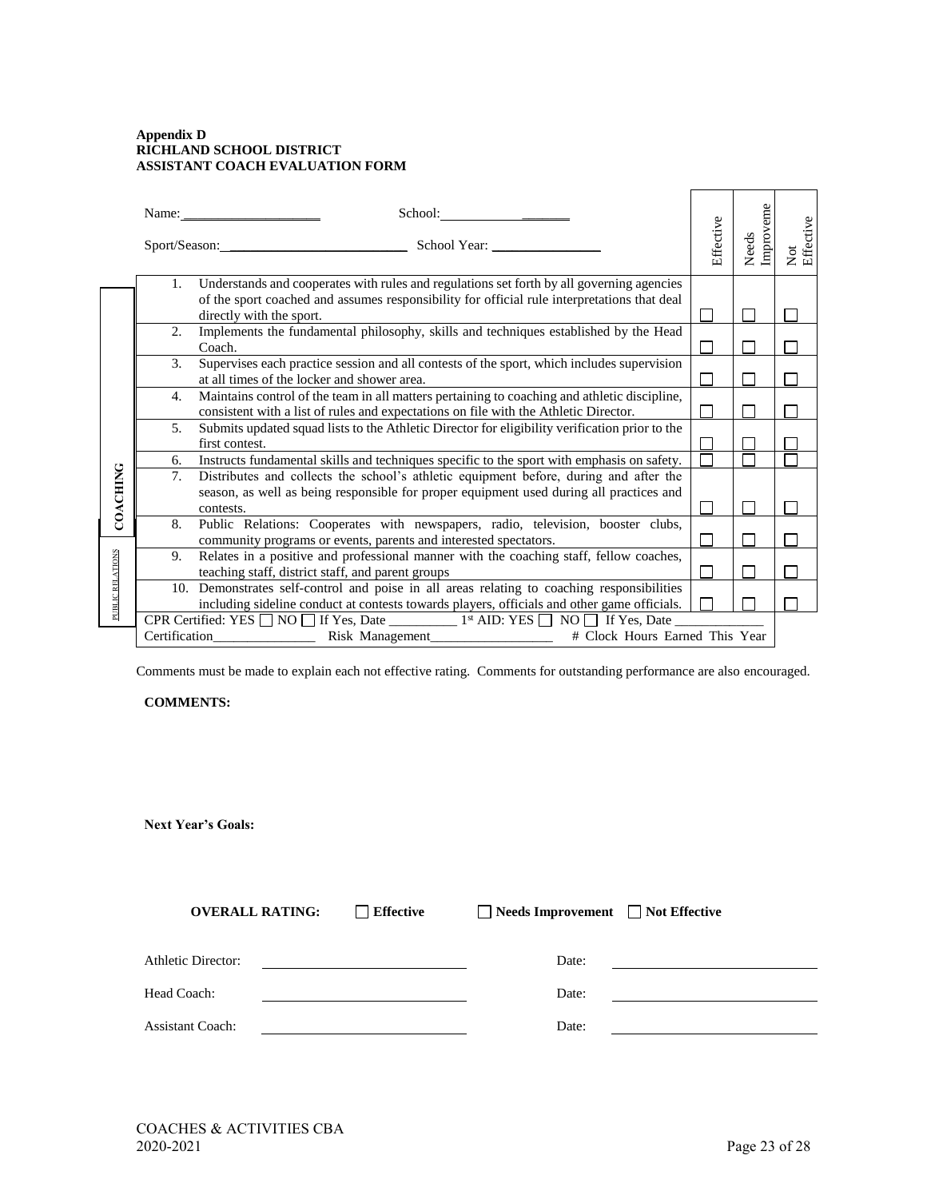**Appendix D**
**RICHLAND SCHOOL DISTRICT**
**ASSISTANT COACH EVALUATION FORM**

| | Name:____________________ School:____________ _______<br>Sport/Season:_________________________ School Year: ________________ | Effective | Needs Improveme | Not Effective |
|---|---|---|---|---|
| COACHING | 1. Understands and cooperates with rules and regulations set forth by all governing agencies of the sport coached and assumes responsibility for official rule interpretations that deal directly with the sport. | ☐ | ☐ | ☐ |
| | 2. Implements the fundamental philosophy, skills and techniques established by the Head Coach. | ☐ | ☐ | ☐ |
| | 3. Supervises each practice session and all contests of the sport, which includes supervision at all times of the locker and shower area. | ☐ | ☐ | ☐ |
| | 4. Maintains control of the team in all matters pertaining to coaching and athletic discipline, consistent with a list of rules and expectations on file with the Athletic Director. | ☐ | ☐ | ☐ |
| | 5. Submits updated squad lists to the Athletic Director for eligibility verification prior to the first contest. | ☐ | ☐ | ☐ |
| | 6. Instructs fundamental skills and techniques specific to the sport with emphasis on safety. | ☐ | ☐ | ☐ |
| | 7. Distributes and collects the school's athletic equipment before, during and after the season, as well as being responsible for proper equipment used during all practices and contests. | ☐ | ☐ | ☐ |
| | 8. Public Relations: Cooperates with newspapers, radio, television, booster clubs, community programs or events, parents and interested spectators. | ☐ | ☐ | ☐ |
| PUBLIC RELATIONS | 9. Relates in a positive and professional manner with the coaching staff, fellow coaches, teaching staff, district staff, and parent groups | ☐ | ☐ | ☐ |
| | 10. Demonstrates self-control and poise in all areas relating to coaching responsibilities including sideline conduct at contests towards players, officials and other game officials. | ☐ | ☐ | ☐ |
| | CPR Certified: YES ☐ NO ☐ If Yes, Date __________ 1st AID: YES ☐ NO ☐ If Yes, Date _____________<br>Certification_______________ Risk Management__________________ # Clock Hours Earned This Year | | | |

Comments must be made to explain each not effective rating. Comments for outstanding performance are also encouraged.

**COMMENTS:**

**Next Year's Goals:**

**OVERALL RATING:** ☐ **Effective** ☐ **Needs Improvement** ☐ **Not Effective**

Athletic Director: ______________________________ Date: ______________________________

Head Coach: ______________________________ Date: ______________________________

Assistant Coach: ______________________________ Date: ______________________________

COACHES & ACTIVITIES CBA
2020-2021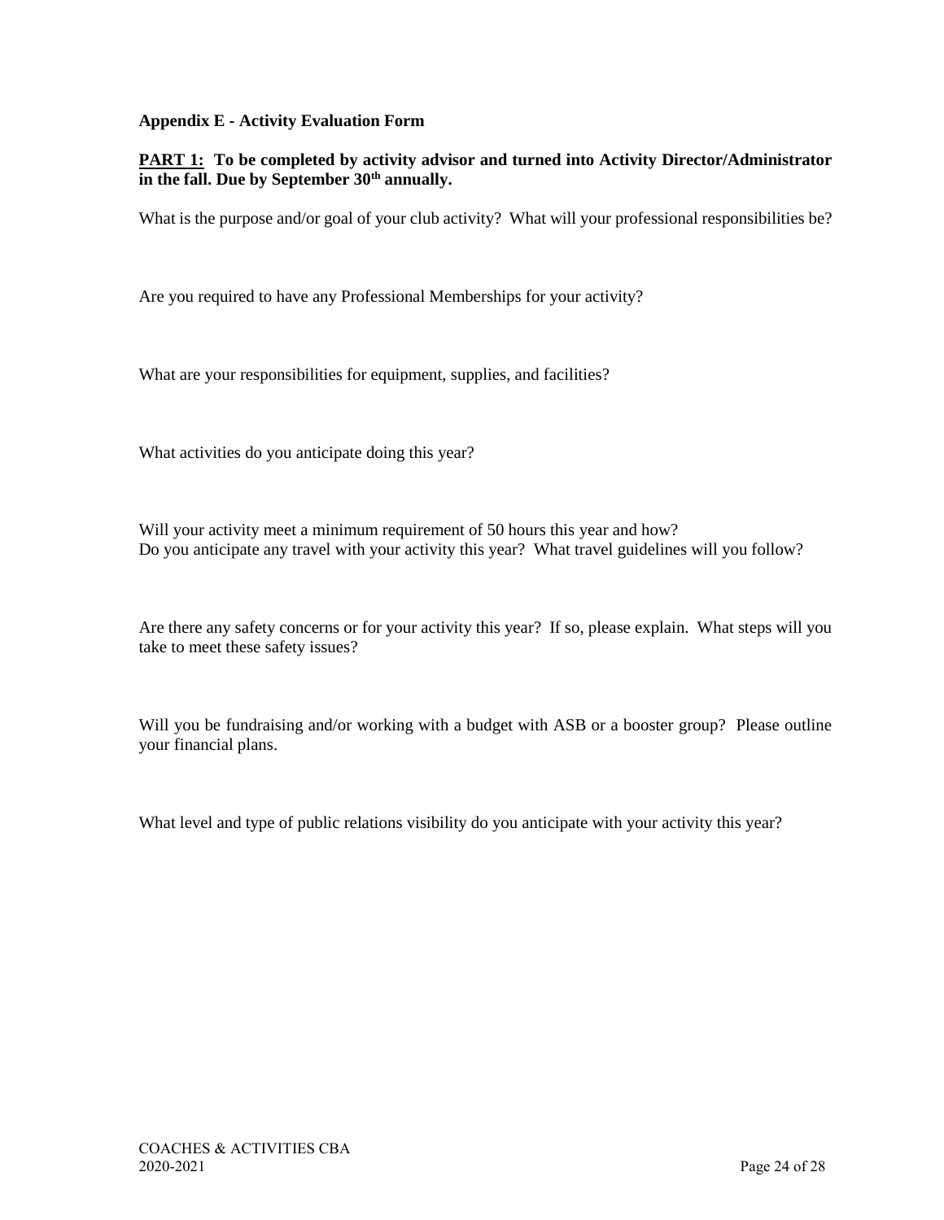**Appendix E - Activity Evaluation Form**

**<u>PART 1:</u> To be completed by activity advisor and turned into Activity Director/Administrator in the fall. Due by September 30th annually.**

What is the purpose and/or goal of your club activity? What will your professional responsibilities be?

Are you required to have any Professional Memberships for your activity?

What are your responsibilities for equipment, supplies, and facilities?

What activities do you anticipate doing this year?

Will your activity meet a minimum requirement of 50 hours this year and how?
Do you anticipate any travel with your activity this year? What travel guidelines will you follow?

Are there any safety concerns or for your activity this year? If so, please explain. What steps will you take to meet these safety issues?

Will you be fundraising and/or working with a budget with ASB or a booster group? Please outline your financial plans.

What level and type of public relations visibility do you anticipate with your activity this year?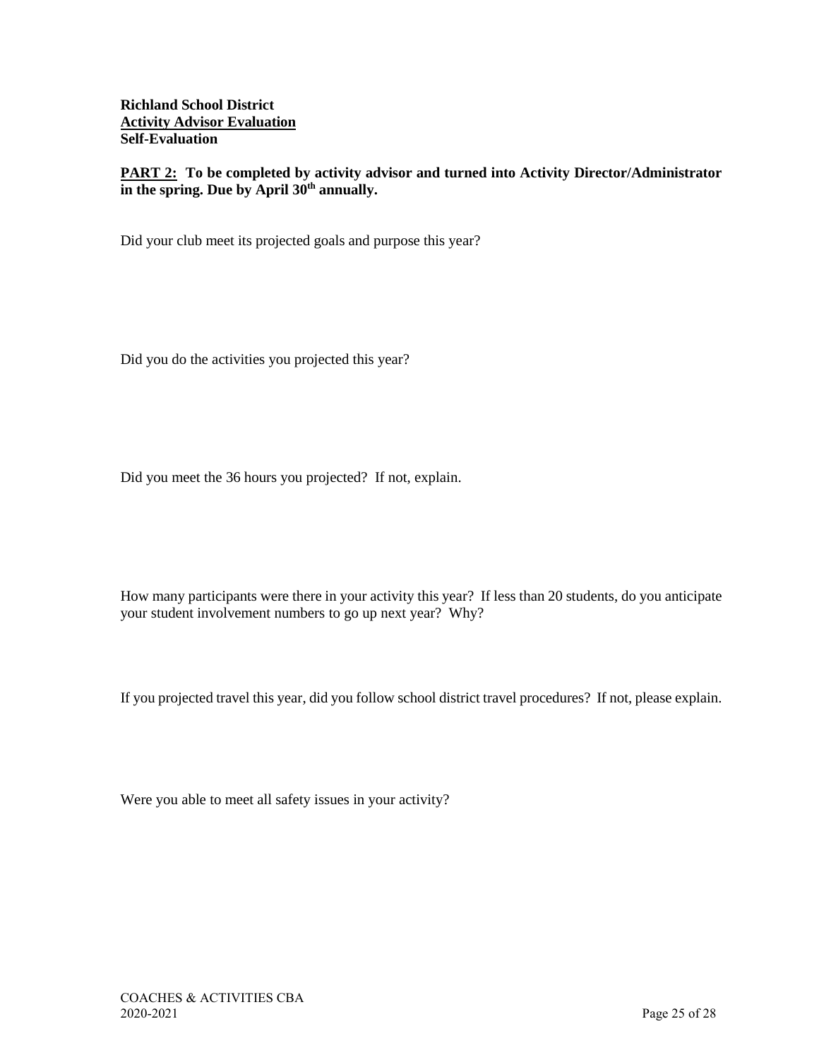**Richland School District**
**Activity Advisor Evaluation**
**Self-Evaluation**

**PART 2: To be completed by activity advisor and turned into Activity Director/Administrator in the spring. Due by April 30th annually.**

Did your club meet its projected goals and purpose this year?

Did you do the activities you projected this year?

Did you meet the 36 hours you projected? If not, explain.

How many participants were there in your activity this year? If less than 20 students, do you anticipate your student involvement numbers to go up next year? Why?

If you projected travel this year, did you follow school district travel procedures? If not, please explain.

Were you able to meet all safety issues in your activity?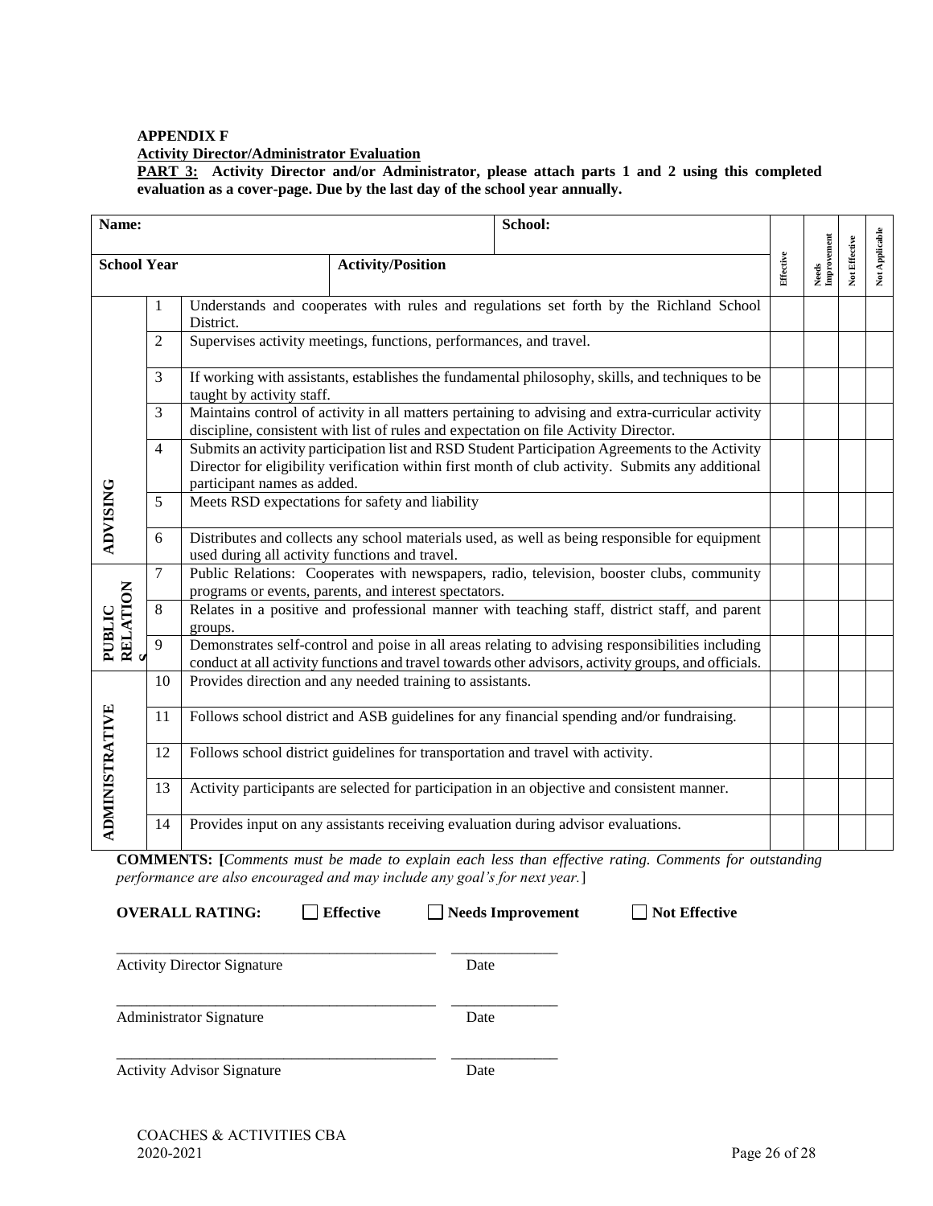**APPENDIX F**

**Activity Director/Administrator Evaluation**

**PART 3: Activity Director and/or Administrator, please attach parts 1 and 2 using this completed evaluation as a cover-page. Due by the last day of the school year annually.**

| **Name:** | | | **School:** | Effective | Needs Improvement | Not Effective | Not Applicable |
|---|---|---|---|---|---|---|---|
| **School Year** | | **Activity/Position** | | | | | |
| ADVISING | 1 | Understands and cooperates with rules and regulations set forth by the Richland School District. | | | | | |
| | 2 | Supervises activity meetings, functions, performances, and travel. | | | | | |
| | 3 | If working with assistants, establishes the fundamental philosophy, skills, and techniques to be taught by activity staff. | | | | | |
| | 3 | Maintains control of activity in all matters pertaining to advising and extra-curricular activity discipline, consistent with list of rules and expectation on file Activity Director. | | | | | |
| | 4 | Submits an activity participation list and RSD Student Participation Agreements to the Activity Director for eligibility verification within first month of club activity. Submits any additional participant names as added. | | | | | |
| | 5 | Meets RSD expectations for safety and liability | | | | | |
| | 6 | Distributes and collects any school materials used, as well as being responsible for equipment used during all activity functions and travel. | | | | | |
| PUBLIC RELATIONS | 7 | Public Relations: Cooperates with newspapers, radio, television, booster clubs, community programs or events, parents, and interest spectators. | | | | | |
| | 8 | Relates in a positive and professional manner with teaching staff, district staff, and parent groups. | | | | | |
| | 9 | Demonstrates self-control and poise in all areas relating to advising responsibilities including conduct at all activity functions and travel towards other advisors, activity groups, and officials. | | | | | |
| ADMINISTRATIVE | 10 | Provides direction and any needed training to assistants. | | | | | |
| | 11 | Follows school district and ASB guidelines for any financial spending and/or fundraising. | | | | | |
| | 12 | Follows school district guidelines for transportation and travel with activity. | | | | | |
| | 13 | Activity participants are selected for participation in an objective and consistent manner. | | | | | |
| | 14 | Provides input on any assistants receiving evaluation during advisor evaluations. | | | | | |

**COMMENTS: [***Comments must be made to explain each less than effective rating. Comments for outstanding performance are also encouraged and may include any goal's for next year.*]

**OVERALL RATING:** ☐ **Effective** ☐ **Needs Improvement** ☐ **Not Effective**

\_\_\_\_\_\_\_\_\_\_\_\_\_\_\_\_\_\_\_\_\_\_\_\_\_\_\_\_\_\_\_\_\_\_\_\_\_\_\_\_ \_\_\_\_\_\_\_\_\_\_\_\_\_\_

Activity Director Signature Date

\_\_\_\_\_\_\_\_\_\_\_\_\_\_\_\_\_\_\_\_\_\_\_\_\_\_\_\_\_\_\_\_\_\_\_\_\_\_\_\_ \_\_\_\_\_\_\_\_\_\_\_\_\_\_

Administrator Signature Date

\_\_\_\_\_\_\_\_\_\_\_\_\_\_\_\_\_\_\_\_\_\_\_\_\_\_\_\_\_\_\_\_\_\_\_\_\_\_\_\_ \_\_\_\_\_\_\_\_\_\_\_\_\_\_

Activity Advisor Signature Date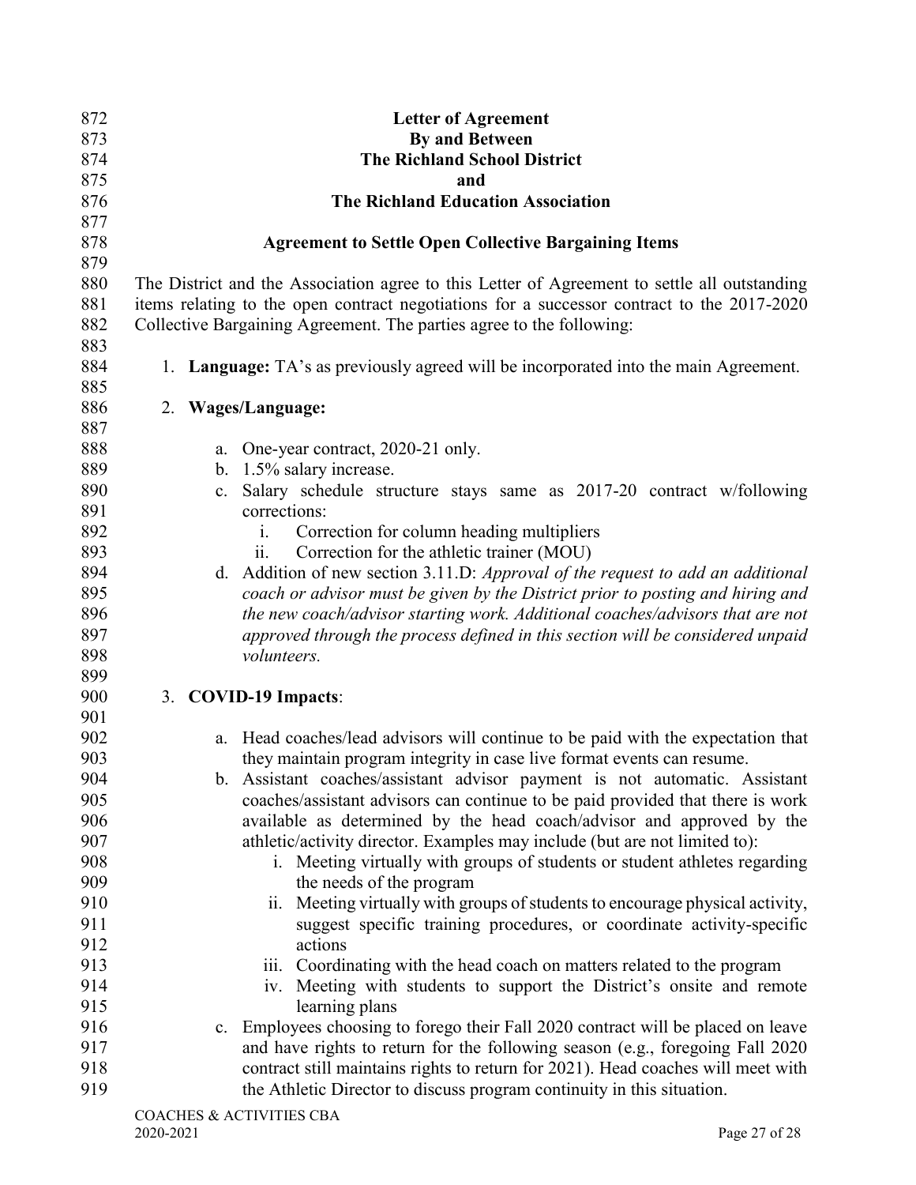**Letter of Agreement**
**By and Between**
**The Richland School District**
**and**
**The Richland Education Association**

**Agreement to Settle Open Collective Bargaining Items**

The District and the Association agree to this Letter of Agreement to settle all outstanding items relating to the open contract negotiations for a successor contract to the 2017-2020 Collective Bargaining Agreement. The parties agree to the following:

1. **Language:** TA's as previously agreed will be incorporated into the main Agreement.

2. **Wages/Language:**

   a. One-year contract, 2020-21 only.
   b. 1.5% salary increase.
   c. Salary schedule structure stays same as 2017-20 contract w/following corrections:
      i. Correction for column heading multipliers
      ii. Correction for the athletic trainer (MOU)
   d. Addition of new section 3.11.D: *Approval of the request to add an additional coach or advisor must be given by the District prior to posting and hiring and the new coach/advisor starting work. Additional coaches/advisors that are not approved through the process defined in this section will be considered unpaid volunteers.*

3. **COVID-19 Impacts**:

   a. Head coaches/lead advisors will continue to be paid with the expectation that they maintain program integrity in case live format events can resume.
   b. Assistant coaches/assistant advisor payment is not automatic. Assistant coaches/assistant advisors can continue to be paid provided that there is work available as determined by the head coach/advisor and approved by the athletic/activity director. Examples may include (but are not limited to):
      i. Meeting virtually with groups of students or student athletes regarding the needs of the program
      ii. Meeting virtually with groups of students to encourage physical activity, suggest specific training procedures, or coordinate activity-specific actions
      iii. Coordinating with the head coach on matters related to the program
      iv. Meeting with students to support the District's onsite and remote learning plans
   c. Employees choosing to forego their Fall 2020 contract will be placed on leave and have rights to return for the following season (e.g., foregoing Fall 2020 contract still maintains rights to return for 2021). Head coaches will meet with the Athletic Director to discuss program continuity in this situation.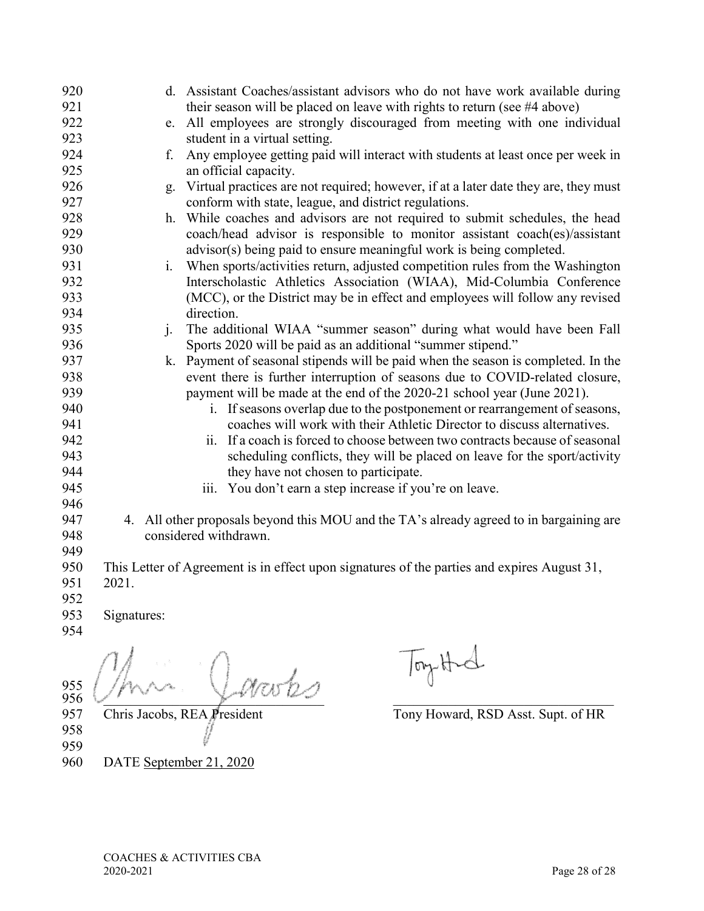d. Assistant Coaches/assistant advisors who do not have work available during their season will be placed on leave with rights to return (see #4 above)

e. All employees are strongly discouraged from meeting with one individual student in a virtual setting.

f. Any employee getting paid will interact with students at least once per week in an official capacity.

g. Virtual practices are not required; however, if at a later date they are, they must conform with state, league, and district regulations.

h. While coaches and advisors are not required to submit schedules, the head coach/head advisor is responsible to monitor assistant coach(es)/assistant advisor(s) being paid to ensure meaningful work is being completed.

i. When sports/activities return, adjusted competition rules from the Washington Interscholastic Athletics Association (WIAA), Mid-Columbia Conference (MCC), or the District may be in effect and employees will follow any revised direction.

j. The additional WIAA "summer season" during what would have been Fall Sports 2020 will be paid as an additional "summer stipend."

k. Payment of seasonal stipends will be paid when the season is completed. In the event there is further interruption of seasons due to COVID-related closure, payment will be made at the end of the 2020-21 school year (June 2021).

   i. If seasons overlap due to the postponement or rearrangement of seasons, coaches will work with their Athletic Director to discuss alternatives.

   ii. If a coach is forced to choose between two contracts because of seasonal scheduling conflicts, they will be placed on leave for the sport/activity they have not chosen to participate.

   iii. You don't earn a step increase if you're on leave.

4. All other proposals beyond this MOU and the TA's already agreed to in bargaining are considered withdrawn.

This Letter of Agreement is in effect upon signatures of the parties and expires August 31, 2021.

Signatures:

Chris Jacobs, REA President

Tony Howard, RSD Asst. Supt. of HR

DATE September 21, 2020